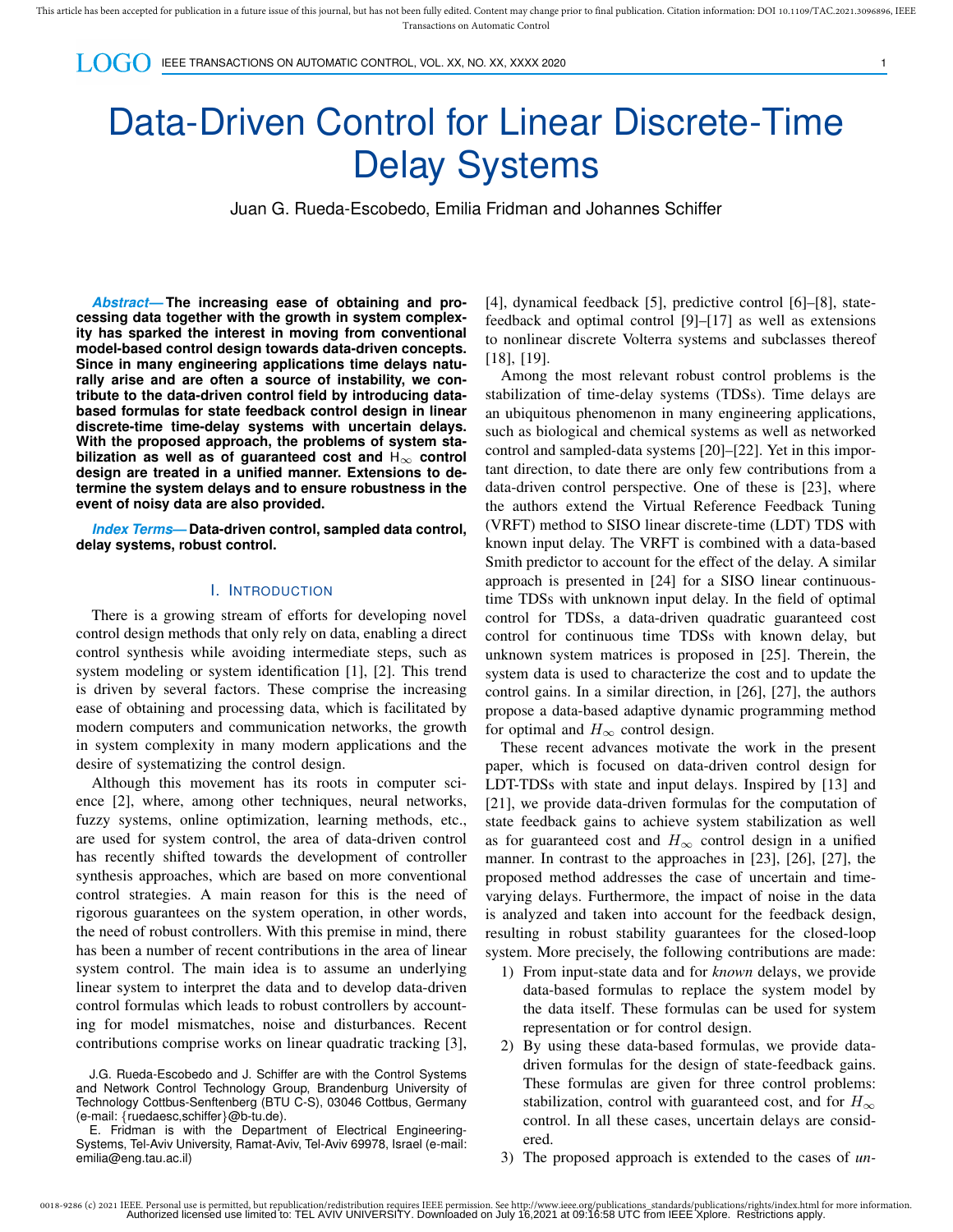# Data-Driven Control for Linear Discrete-Time Delay Systems

Juan G. Rueda-Escobedo, Emilia Fridman and Johannes Schiffer

***Abstract*— The increasing ease of obtaining and processing data together with the growth in system complexity has sparked the interest in moving from conventional model-based control design towards data-driven concepts. Since in many engineering applications time delays naturally arise and are often a source of instability, we contribute to the data-driven control field by introducing data-based formulas for state feedback control design in linear discrete-time time-delay systems with uncertain delays. With the proposed approach, the problems of system stabilization as well as of guaranteed cost and $H_\infty$ control design are treated in a unified manner. Extensions to determine the system delays and to ensure robustness in the event of noisy data are also provided.**

***Index Terms*— Data-driven control, sampled data control, delay systems, robust control.**

## I. Introduction

There is a growing stream of efforts for developing novel control design methods that only rely on data, enabling a direct control synthesis while avoiding intermediate steps, such as system modeling or system identification [1], [2]. This trend is driven by several factors. These comprise the increasing ease of obtaining and processing data, which is facilitated by modern computers and communication networks, the growth in system complexity in many modern applications and the desire of systematizing the control design.

Although this movement has its roots in computer science [2], where, among other techniques, neural networks, fuzzy systems, online optimization, learning methods, etc., are used for system control, the area of data-driven control has recently shifted towards the development of controller synthesis approaches, which are based on more conventional control strategies. A main reason for this is the need of rigorous guarantees on the system operation, in other words, the need of robust controllers. With this premise in mind, there has been a number of recent contributions in the area of linear system control. The main idea is to assume an underlying linear system to interpret the data and to develop data-driven control formulas which leads to robust controllers by accounting for model mismatches, noise and disturbances. Recent contributions comprise works on linear quadratic tracking [3], [4], dynamical feedback [5], predictive control [6]–[8], state-feedback and optimal control [9]–[17] as well as extensions to nonlinear discrete Volterra systems and subclasses thereof [18], [19].

Among the most relevant robust control problems is the stabilization of time-delay systems (TDSs). Time delays are an ubiquitous phenomenon in many engineering applications, such as biological and chemical systems as well as networked control and sampled-data systems [20]–[22]. Yet in this important direction, to date there are only few contributions from a data-driven control perspective. One of these is [23], where the authors extend the Virtual Reference Feedback Tuning (VRFT) method to SISO linear discrete-time (LDT) TDS with known input delay. The VRFT is combined with a data-based Smith predictor to account for the effect of the delay. A similar approach is presented in [24] for a SISO linear continuous-time TDSs with unknown input delay. In the field of optimal control for TDSs, a data-driven quadratic guaranteed cost control for continuous time TDSs with known delay, but unknown system matrices is proposed in [25]. Therein, the system data is used to characterize the cost and to update the control gains. In a similar direction, in [26], [27], the authors propose a data-based adaptive dynamic programming method for optimal and $H_\infty$ control design.

These recent advances motivate the work in the present paper, which is focused on data-driven control design for LDT-TDSs with state and input delays. Inspired by [13] and [21], we provide data-driven formulas for the computation of state feedback gains to achieve system stabilization as well as for guaranteed cost and $H_\infty$ control design in a unified manner. In contrast to the approaches in [23], [26], [27], the proposed method addresses the case of uncertain and time-varying delays. Furthermore, the impact of noise in the data is analyzed and taken into account for the feedback design, resulting in robust stability guarantees for the closed-loop system. More precisely, the following contributions are made:

1) From input-state data and for *known* delays, we provide data-based formulas to replace the system model by the data itself. These formulas can be used for system representation or for control design.
2) By using these data-based formulas, we provide data-driven formulas for the design of state-feedback gains. These formulas are given for three control problems: stabilization, control with guaranteed cost, and for $H_\infty$ control. In all these cases, uncertain delays are considered.
3) The proposed approach is extended to the cases of *un-*

J.G. Rueda-Escobedo and J. Schiffer are with the Control Systems and Network Control Technology Group, Brandenburg University of Technology Cottbus-Senftenberg (BTU C-S), 03046 Cottbus, Germany (e-mail: {ruedaesc,schiffer}@b-tu.de).

E. Fridman is with the Department of Electrical Engineering-Systems, Tel-Aviv University, Ramat-Aviv, Tel-Aviv 69978, Israel (e-mail: emilia@eng.tau.ac.il)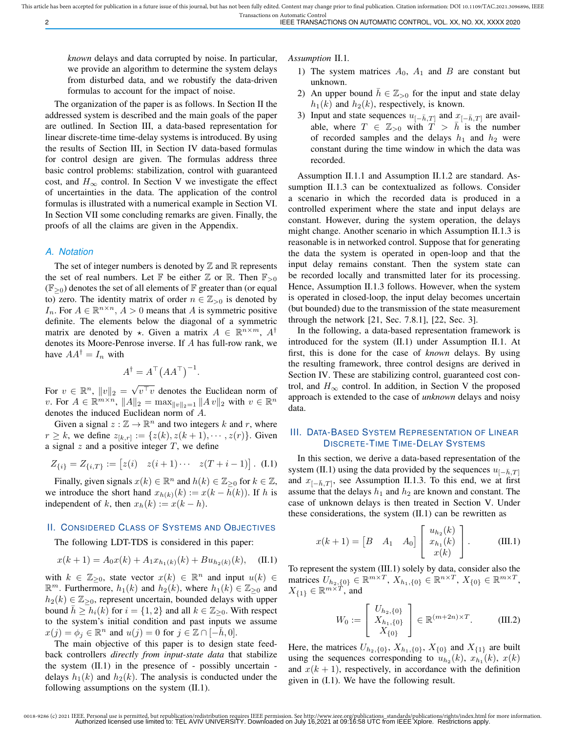*known* delays and data corrupted by noise. In particular, we provide an algorithm to determine the system delays from disturbed data, and we robustify the data-driven formulas to account for the impact of noise.

The organization of the paper is as follows. In Section II the addressed system is described and the main goals of the paper are outlined. In Section III, a data-based representation for linear discrete-time time-delay systems is introduced. By using the results of Section III, in Section IV data-based formulas for control design are given. The formulas address three basic control problems: stabilization, control with guaranteed cost, and $H_\infty$ control. In Section V we investigate the effect of uncertainties in the data. The application of the control formulas is illustrated with a numerical example in Section VI. In Section VII some concluding remarks are given. Finally, the proofs of all the claims are given in the Appendix.

### A. Notation

The set of integer numbers is denoted by $\mathbb{Z}$ and $\mathbb{R}$ represents the set of real numbers. Let $\mathbb{F}$ be either $\mathbb{Z}$ or $\mathbb{R}$. Then $\mathbb{F}_{>0}$ ($\mathbb{F}_{\geq 0}$) denotes the set of all elements of $\mathbb{F}$ greater than (or equal to) zero. The identity matrix of order $n \in \mathbb{Z}_{>0}$ is denoted by $I_n$. For $A \in \mathbb{R}^{n\times n}$, $A > 0$ means that $A$ is symmetric positive definite. The elements below the diagonal of a symmetric matrix are denoted by $\star$. Given a matrix $A \in \mathbb{R}^{n\times m}$, $A^\dagger$ denotes its Moore-Penrose inverse. If $A$ has full-row rank, we have $AA^\dagger = I_n$ with

$$A^\dagger = A^\top \big(AA^\top\big)^{-1}.$$

For $v \in \mathbb{R}^n$, $\|v\|_2 = \sqrt{v^\top v}$ denotes the Euclidean norm of $v$. For $A \in \mathbb{R}^{m\times n}$, $\|A\|_2 = \max_{\|v\|_2=1} \|A\, v\|_2$ with $v \in \mathbb{R}^n$ denotes the induced Euclidean norm of $A$.

Given a signal $z : \mathbb{Z} \to \mathbb{R}^n$ and two integers $k$ and $r$, where $r \geq k$, we define $z_{[k,r]} := \{z(k), z(k+1), \cdots, z(r)\}$. Given a signal $z$ and a positive integer $T$, we define

$$Z_{\{i\}} = Z_{\{i,T\}} := \begin{bmatrix} z(i) & z(i+1) \cdots & z(T+i-1) \end{bmatrix}. \quad \text{(I.1)}$$

Finally, given signals $x(k) \in \mathbb{R}^n$ and $h(k) \in \mathbb{Z}_{\geq 0}$ for $k \in \mathbb{Z}$, we introduce the short hand $x_{h(k)}(k) := x(k - h(k))$. If $h$ is independent of $k$, then $x_h(k) := x(k - h)$.

## II. Considered Class of Systems and Objectives

The following LDT-TDS is considered in this paper:

$$x(k+1) = A_0 x(k) + A_1 x_{h_1(k)}(k) + B u_{h_2(k)}(k), \quad \text{(II.1)}$$

with $k \in \mathbb{Z}_{\geq 0}$, state vector $x(k) \in \mathbb{R}^n$ and input $u(k) \in \mathbb{R}^m$. Furthermore, $h_1(k)$ and $h_2(k)$, where $h_1(k) \in \mathbb{Z}_{\geq 0}$ and $h_2(k) \in \mathbb{Z}_{\geq 0}$, represent uncertain, bounded delays with upper bound $\bar{h} \geq h_i(k)$ for $i = \{1, 2\}$ and all $k \in \mathbb{Z}_{\geq 0}$. With respect to the system's initial condition and past inputs we assume $x(j) = \phi_j \in \mathbb{R}^n$ and $u(j) = 0$ for $j \in \mathbb{Z} \cap [-\bar{h}, 0]$.

The main objective of this paper is to design state feedback controllers *directly from input-state data* that stabilize the system (II.1) in the presence of - possibly uncertain - delays $h_1(k)$ and $h_2(k)$. The analysis is conducted under the following assumptions on the system (II.1).

*Assumption* II.1.

1) The system matrices $A_0$, $A_1$ and $B$ are constant but unknown.
2) An upper bound $\bar{h} \in \mathbb{Z}_{>0}$ for the input and state delay $h_1(k)$ and $h_2(k)$, respectively, is known.
3) Input and state sequences $u_{[-\bar{h},T]}$ and $x_{[-\bar{h},T]}$ are available, where $T \in \mathbb{Z}_{>0}$ with $T > \bar{h}$ is the number of recorded samples and the delays $h_1$ and $h_2$ were constant during the time window in which the data was recorded.

Assumption II.1.1 and Assumption II.1.2 are standard. Assumption II.1.3 can be contextualized as follows. Consider a scenario in which the recorded data is produced in a controlled experiment where the state and input delays are constant. However, during the system operation, the delays might change. Another scenario in which Assumption II.1.3 is reasonable is in networked control. Suppose that for generating the data the system is operated in open-loop and that the input delay remains constant. Then the system state can be recorded locally and transmitted later for its processing. Hence, Assumption II.1.3 follows. However, when the system is operated in closed-loop, the input delay becomes uncertain (but bounded) due to the transmission of the state measurement through the network [21, Sec. 7.8.1], [22, Sec. 3].

In the following, a data-based representation framework is introduced for the system (II.1) under Assumption II.1. At first, this is done for the case of *known* delays. By using the resulting framework, three control designs are derived in Section IV. These are stabilizing control, guaranteed cost control, and $H_\infty$ control. In addition, in Section V the proposed approach is extended to the case of *unknown* delays and noisy data.

## III. Data-Based System Representation of Linear Discrete-Time Time-Delay Systems

In this section, we derive a data-based representation of the system (II.1) using the data provided by the sequences $u_{[-\bar{h},T]}$ and $x_{[-\bar{h},T]}$, see Assumption II.1.3. To this end, we at first assume that the delays $h_1$ and $h_2$ are known and constant. The case of unknown delays is then treated in Section V. Under these considerations, the system (II.1) can be rewritten as

$$x(k+1) = \begin{bmatrix} B & A_1 & A_0 \end{bmatrix} \begin{bmatrix} u_{h_2}(k) \\ x_{h_1}(k) \\ x(k) \end{bmatrix}. \quad \text{(III.1)}$$

To represent the system (III.1) solely by data, consider also the matrices $U_{h_2,\{0\}} \in \mathbb{R}^{m\times T}$, $X_{h_1,\{0\}} \in \mathbb{R}^{n\times T}$, $X_{\{0\}} \in \mathbb{R}^{m\times T}$, $X_{\{1\}} \in \mathbb{R}^{m\times T}$, and

$$W_0 := \begin{bmatrix} U_{h_2,\{0\}} \\ X_{h_1,\{0\}} \\ X_{\{0\}} \end{bmatrix} \in \mathbb{R}^{(m+2n)\times T}. \quad \text{(III.2)}$$

Here, the matrices $U_{h_2,\{0\}}$, $X_{h_1,\{0\}}$, $X_{\{0\}}$ and $X_{\{1\}}$ are built using the sequences corresponding to $u_{h_2}(k)$, $x_{h_1}(k)$, $x(k)$ and $x(k+1)$, respectively, in accordance with the definition given in (I.1). We have the following result.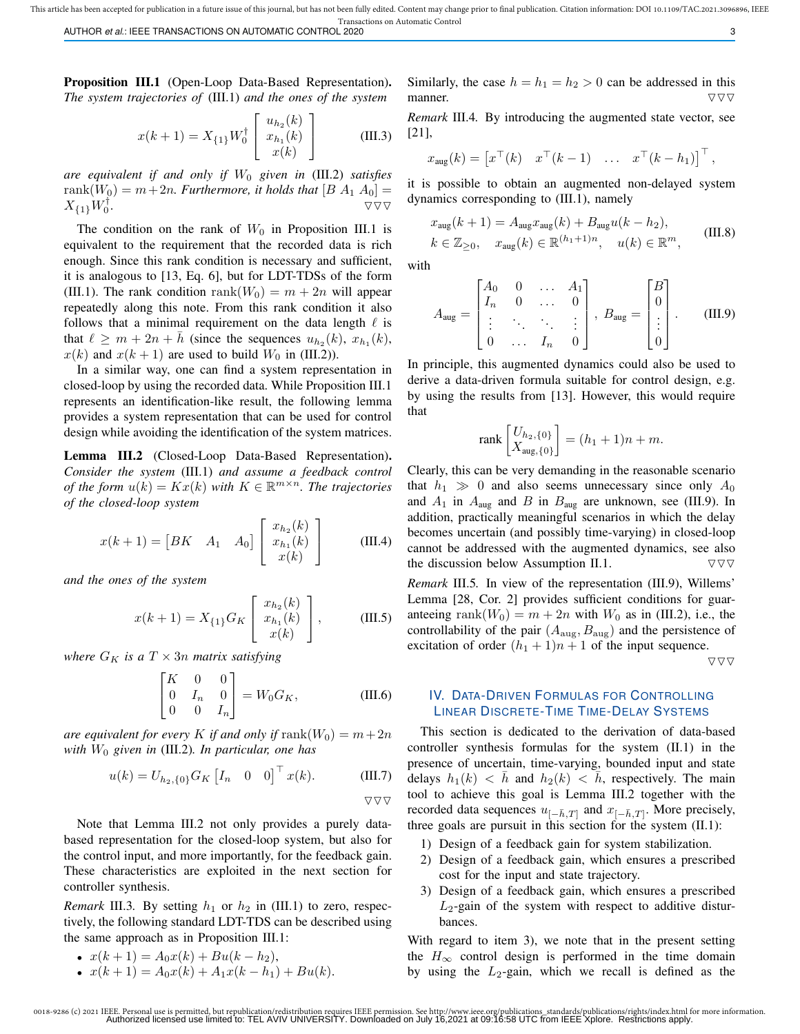**Proposition III.1** (Open-Loop Data-Based Representation)**.** *The system trajectories of* (III.1) *and the ones of the system*

$$x(k+1) = X_{\{1\}} W_0^{\dagger} \begin{bmatrix} u_{h_2}(k) \\ x_{h_1}(k) \\ x(k) \end{bmatrix} \tag{III.3}$$

*are equivalent if and only if $W_0$ given in* (III.2) *satisfies* $\operatorname{rank}(W_0) = m+2n$. *Furthermore, it holds that* $[B\ A_1\ A_0] = X_{\{1\}} W_0^{\dagger}$. ▽▽▽

The condition on the rank of $W_0$ in Proposition III.1 is equivalent to the requirement that the recorded data is rich enough. Since this rank condition is necessary and sufficient, it is analogous to [13, Eq. 6], but for LDT-TDSs of the form (III.1). The rank condition $\operatorname{rank}(W_0) = m+2n$ will appear repeatedly along this note. From this rank condition it also follows that a minimal requirement on the data length $\ell$ is that $\ell \geq m + 2n + \bar{h}$ (since the sequences $u_{h_2}(k)$, $x_{h_1}(k)$, $x(k)$ and $x(k+1)$ are used to build $W_0$ in (III.2)).

In a similar way, one can find a system representation in closed-loop by using the recorded data. While Proposition III.1 represents an identification-like result, the following lemma provides a system representation that can be used for control design while avoiding the identification of the system matrices.

**Lemma III.2** (Closed-Loop Data-Based Representation)**.** *Consider the system* (III.1) *and assume a feedback control of the form $u(k) = Kx(k)$ with $K \in \mathbb{R}^{m \times n}$. The trajectories of the closed-loop system*

$$x(k+1) = \begin{bmatrix} BK & A_1 & A_0 \end{bmatrix} \begin{bmatrix} x_{h_2}(k) \\ x_{h_1}(k) \\ x(k) \end{bmatrix} \tag{III.4}$$

*and the ones of the system*

$$x(k+1) = X_{\{1\}} G_K \begin{bmatrix} x_{h_2}(k) \\ x_{h_1}(k) \\ x(k) \end{bmatrix}, \tag{III.5}$$

*where $G_K$ is a $T \times 3n$ matrix satisfying*

$$\begin{bmatrix} K & 0 & 0 \\ 0 & I_n & 0 \\ 0 & 0 & I_n \end{bmatrix} = W_0 G_K, \tag{III.6}$$

*are equivalent for every $K$ if and only if* $\operatorname{rank}(W_0) = m+2n$ *with $W_0$ given in* (III.2)*. In particular, one has*

$$u(k) = U_{h_2,\{0\}} G_K \begin{bmatrix} I_n & 0 & 0 \end{bmatrix}^{\top} x(k). \tag{III.7}$$

▽▽▽

Note that Lemma III.2 not only provides a purely data-based representation for the closed-loop system, but also for the control input, and more importantly, for the feedback gain. These characteristics are exploited in the next section for controller synthesis.

*Remark* III.3. By setting $h_1$ or $h_2$ in (III.1) to zero, respectively, the following standard LDT-TDS can be described using the same approach as in Proposition III.1:

- $x(k+1) = A_0 x(k) + Bu(k-h_2)$,
- $x(k+1) = A_0 x(k) + A_1 x(k-h_1) + Bu(k)$.

Similarly, the case $h = h_1 = h_2 > 0$ can be addressed in this manner. ▽▽▽

*Remark* III.4. By introducing the augmented state vector, see [21],

$$x_{\text{aug}}(k) = \begin{bmatrix} x^{\top}(k) & x^{\top}(k-1) & \dots & x^{\top}(k-h_1) \end{bmatrix}^{\top},$$

it is possible to obtain an augmented non-delayed system dynamics corresponding to (III.1), namely

$$\begin{aligned} &x_{\text{aug}}(k+1) = A_{\text{aug}} x_{\text{aug}}(k) + B_{\text{aug}} u(k-h_2), \\ &k \in \mathbb{Z}_{\geq 0}, \quad x_{\text{aug}}(k) \in \mathbb{R}^{(h_1+1)n}, \quad u(k) \in \mathbb{R}^m, \end{aligned} \tag{III.8}$$

with

$$A_{\text{aug}} = \begin{bmatrix} A_0 & 0 & \dots & A_1 \\ I_n & 0 & \dots & 0 \\ \vdots & \ddots & \ddots & \vdots \\ 0 & \dots & I_n & 0 \end{bmatrix}, \; B_{\text{aug}} = \begin{bmatrix} B \\ 0 \\ \vdots \\ 0 \end{bmatrix}. \tag{III.9}$$

In principle, this augmented dynamics could also be used to derive a data-driven formula suitable for control design, e.g. by using the results from [13]. However, this would require that

$$\operatorname{rank} \begin{bmatrix} U_{h_2,\{0\}} \\ X_{\text{aug},\{0\}} \end{bmatrix} = (h_1+1)n + m.$$

Clearly, this can be very demanding in the reasonable scenario that $h_1 \gg 0$ and also seems unnecessary since only $A_0$ and $A_1$ in $A_{\text{aug}}$ and $B$ in $B_{\text{aug}}$ are unknown, see (III.9). In addition, practically meaningful scenarios in which the delay becomes uncertain (and possibly time-varying) in closed-loop cannot be addressed with the augmented dynamics, see also the discussion below Assumption II.1. ▽▽▽

*Remark* III.5. In view of the representation (III.9), Willems' Lemma [28, Cor. 2] provides sufficient conditions for guaranteeing $\operatorname{rank}(W_0) = m+2n$ with $W_0$ as in (III.2), i.e., the controllability of the pair $(A_{\text{aug}}, B_{\text{aug}})$ and the persistence of excitation of order $(h_1+1)n+1$ of the input sequence. ▽▽▽

## IV. Data-Driven Formulas for Controlling Linear Discrete-Time Time-Delay Systems

This section is dedicated to the derivation of data-based controller synthesis formulas for the system (II.1) in the presence of uncertain, time-varying, bounded input and state delays $h_1(k) < \bar{h}$ and $h_2(k) < \bar{h}$, respectively. The main tool to achieve this goal is Lemma III.2 together with the recorded data sequences $u_{[-\bar{h},T]}$ and $x_{[-\bar{h},T]}$. More precisely, three goals are pursuit in this section for the system (II.1):

1) Design of a feedback gain for system stabilization.
2) Design of a feedback gain, which ensures a prescribed cost for the input and state trajectory.
3) Design of a feedback gain, which ensures a prescribed $L_2$-gain of the system with respect to additive disturbances.

With regard to item 3), we note that in the present setting the $H_\infty$ control design is performed in the time domain by using the $L_2$-gain, which we recall is defined as the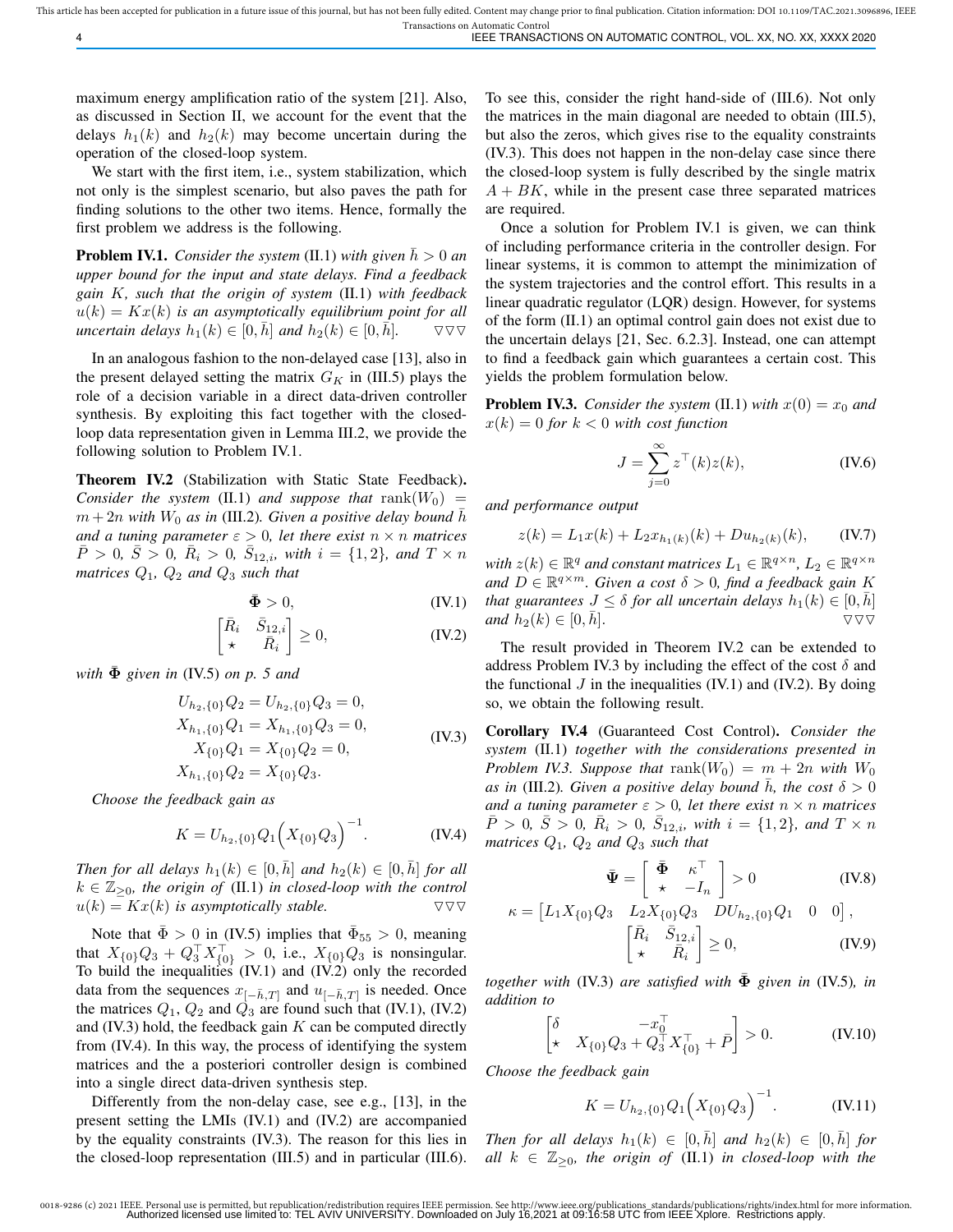maximum energy amplification ratio of the system [21]. Also, as discussed in Section II, we account for the event that the delays $h_1(k)$ and $h_2(k)$ may become uncertain during the operation of the closed-loop system.

We start with the first item, i.e., system stabilization, which not only is the simplest scenario, but also paves the path for finding solutions to the other two items. Hence, formally the first problem we address is the following.

**Problem IV.1.** *Consider the system* (II.1) *with given $\bar{h} > 0$ an upper bound for the input and state delays. Find a feedback gain $K$, such that the origin of system* (II.1) *with feedback $u(k) = Kx(k)$ is an asymptotically equilibrium point for all uncertain delays $h_1(k) \in [0, \bar{h}]$ and $h_2(k) \in [0, \bar{h}]$.* ▽▽▽

In an analogous fashion to the non-delayed case [13], also in the present delayed setting the matrix $G_K$ in (III.5) plays the role of a decision variable in a direct data-driven controller synthesis. By exploiting this fact together with the closed-loop data representation given in Lemma III.2, we provide the following solution to Problem IV.1.

**Theorem IV.2** (Stabilization with Static State Feedback)**.** *Consider the system* (II.1) *and suppose that $\operatorname{rank}(W_0) = m + 2n$ with $W_0$ as in* (III.2)*. Given a positive delay bound $\bar{h}$ and a tuning parameter $\varepsilon > 0$, let there exist $n \times n$ matrices $\bar{P} > 0$, $\bar{S} > 0$, $\bar{R}_i > 0$, $\bar{S}_{12,i}$, with $i = \{1, 2\}$, and $T \times n$ matrices $Q_1$, $Q_2$ and $Q_3$ such that*

$$\bar{\mathbf{\Phi}} > 0, \tag{IV.1}$$

$$\begin{bmatrix} \bar{R}_i & \bar{S}_{12,i} \\ \star & \bar{R}_i \end{bmatrix} \geq 0, \tag{IV.2}$$

*with $\bar{\mathbf{\Phi}}$ given in* (IV.5) *on p. 5 and*

$$\begin{aligned} U_{h_2,\{0\}} Q_2 &= U_{h_2,\{0\}} Q_3 = 0, \\ X_{h_1,\{0\}} Q_1 &= X_{h_1,\{0\}} Q_3 = 0, \\ X_{\{0\}} Q_1 &= X_{\{0\}} Q_2 = 0, \\ X_{h_1,\{0\}} Q_2 &= X_{\{0\}} Q_3. \end{aligned} \tag{IV.3}$$

*Choose the feedback gain as*

$$K = U_{h_2,\{0\}} Q_1 \Big( X_{\{0\}} Q_3 \Big)^{-1}. \tag{IV.4}$$

*Then for all delays $h_1(k) \in [0, \bar{h}]$ and $h_2(k) \in [0, \bar{h}]$ for all $k \in \mathbb{Z}_{\geq 0}$, the origin of* (II.1) *in closed-loop with the control $u(k) = Kx(k)$ is asymptotically stable.* ▽▽▽

Note that $\bar{\Phi} > 0$ in (IV.5) implies that $\bar{\Phi}_{55} > 0$, meaning that $X_{\{0\}} Q_3 + Q_3^\top X_{\{0\}}^\top > 0$, i.e., $X_{\{0\}} Q_3$ is nonsingular. To build the inequalities (IV.1) and (IV.2) only the recorded data from the sequences $x_{[-\bar{h}, T]}$ and $u_{[-\bar{h}, T]}$ is needed. Once the matrices $Q_1$, $Q_2$ and $Q_3$ are found such that (IV.1), (IV.2) and (IV.3) hold, the feedback gain $K$ can be computed directly from (IV.4). In this way, the process of identifying the system matrices and the a posteriori controller design is combined into a single direct data-driven synthesis step.

Differently from the non-delay case, see e.g., [13], in the present setting the LMIs (IV.1) and (IV.2) are accompanied by the equality constraints (IV.3). The reason for this lies in the closed-loop representation (III.5) and in particular (III.6). To see this, consider the right hand-side of (III.6). Not only the matrices in the main diagonal are needed to obtain (III.5), but also the zeros, which gives rise to the equality constraints (IV.3). This does not happen in the non-delay case since there the closed-loop system is fully described by the single matrix $A + BK$, while in the present case three separated matrices are required.

Once a solution for Problem IV.1 is given, we can think of including performance criteria in the controller design. For linear systems, it is common to attempt the minimization of the system trajectories and the control effort. This results in a linear quadratic regulator (LQR) design. However, for systems of the form (II.1) an optimal control gain does not exist due to the uncertain delays [21, Sec. 6.2.3]. Instead, one can attempt to find a feedback gain which guarantees a certain cost. This yields the problem formulation below.

**Problem IV.3.** *Consider the system* (II.1) *with $x(0) = x_0$ and $x(k) = 0$ for $k < 0$ with cost function*

$$J = \sum_{j=0}^{\infty} z^\top(k) z(k), \tag{IV.6}$$

*and performance output*

$$z(k) = L_1 x(k) + L_2 x_{h_1(k)}(k) + D u_{h_2(k)}(k), \tag{IV.7}$$

*with $z(k) \in \mathbb{R}^q$ and constant matrices $L_1 \in \mathbb{R}^{q \times n}$, $L_2 \in \mathbb{R}^{q \times n}$ and $D \in \mathbb{R}^{q \times m}$. Given a cost $\delta > 0$, find a feedback gain $K$ that guarantees $J \leq \delta$ for all uncertain delays $h_1(k) \in [0, \bar{h}]$ and $h_2(k) \in [0, \bar{h}]$.* ▽▽▽

The result provided in Theorem IV.2 can be extended to address Problem IV.3 by including the effect of the cost $\delta$ and the functional $J$ in the inequalities (IV.1) and (IV.2). By doing so, we obtain the following result.

**Corollary IV.4** (Guaranteed Cost Control)**.** *Consider the system* (II.1) *together with the considerations presented in Problem IV.3. Suppose that $\operatorname{rank}(W_0) = m + 2n$ with $W_0$ as in* (III.2)*. Given a positive delay bound $\bar{h}$, the cost $\delta > 0$ and a tuning parameter $\varepsilon > 0$, let there exist $n \times n$ matrices $\bar{P} > 0$, $\bar{S} > 0$, $\bar{R}_i > 0$, $\bar{S}_{12,i}$, with $i = \{1, 2\}$, and $T \times n$ matrices $Q_1$, $Q_2$ and $Q_3$ such that*

$$\bar{\mathbf{\Psi}} = \begin{bmatrix} \bar{\mathbf{\Phi}} & \kappa^\top \\ \star & -I_n \end{bmatrix} > 0 \tag{IV.8}$$

$$\kappa = \begin{bmatrix} L_1 X_{\{0\}} Q_3 & L_2 X_{\{0\}} Q_3 & D U_{h_2,\{0\}} Q_1 & 0 & 0 \end{bmatrix},$$

$$\begin{bmatrix} \bar{R}_i & \bar{S}_{12,i} \\ \star & \bar{R}_i \end{bmatrix} \geq 0, \tag{IV.9}$$

*together with* (IV.3) *are satisfied with $\bar{\mathbf{\Phi}}$ given in* (IV.5)*, in addition to*

$$\begin{bmatrix} \delta & -x_0^\top \\ \star & X_{\{0\}} Q_3 + Q_3^\top X_{\{0\}}^\top + \bar{P} \end{bmatrix} > 0. \tag{IV.10}$$

*Choose the feedback gain*

$$K = U_{h_2,\{0\}} Q_1 \Big( X_{\{0\}} Q_3 \Big)^{-1}. \tag{IV.11}$$

*Then for all delays $h_1(k) \in [0, \bar{h}]$ and $h_2(k) \in [0, \bar{h}]$ for all $k \in \mathbb{Z}_{\geq 0}$, the origin of* (II.1) *in closed-loop with the*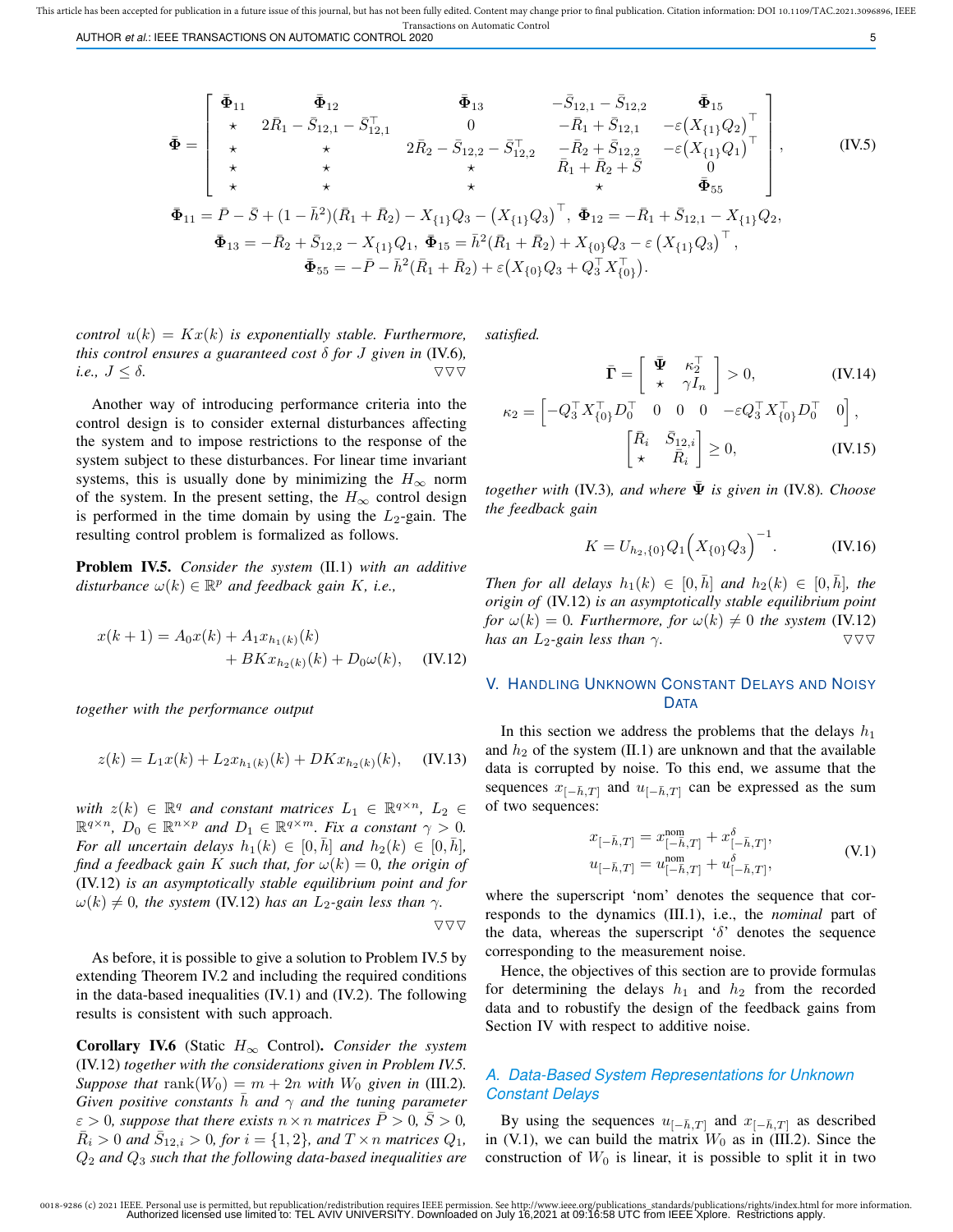$$
\bar{\boldsymbol{\Phi}} = \begin{bmatrix} \bar{\boldsymbol{\Phi}}_{11} & \bar{\boldsymbol{\Phi}}_{12} & \bar{\boldsymbol{\Phi}}_{13} & -\bar{S}_{12,1} - \bar{S}_{12,2} & \bar{\boldsymbol{\Phi}}_{15} \\ \star & 2\bar{R}_1 - \bar{S}_{12,1} - \bar{S}_{12,1}^\top & 0 & -\bar{R}_1 + \bar{S}_{12,1} & -\varepsilon\big(X_{\{1\}}Q_2\big)^\top \\ \star & \star & 2\bar{R}_2 - \bar{S}_{12,2} - \bar{S}_{12,2}^\top & -\bar{R}_2 + \bar{S}_{12,2} & -\varepsilon\big(X_{\{1\}}Q_1\big)^\top \\ \star & \star & \star & \bar{R}_1 + \bar{R}_2 + \bar{S} & 0 \\ \star & \star & \star & \star & \bar{\boldsymbol{\Phi}}_{55} \end{bmatrix}, \tag{IV.5}
$$

$$
\bar{\boldsymbol{\Phi}}_{11} = \bar{P} - \bar{S} + (1-\bar{h}^2)(\bar{R}_1 + \bar{R}_2) - X_{\{1\}}Q_3 - \big(X_{\{1\}}Q_3\big)^\top,\ \bar{\boldsymbol{\Phi}}_{12} = -\bar{R}_1 + \bar{S}_{12,1} - X_{\{1\}}Q_2,
$$
$$
\bar{\boldsymbol{\Phi}}_{13} = -\bar{R}_2 + \bar{S}_{12,2} - X_{\{1\}}Q_1,\ \bar{\boldsymbol{\Phi}}_{15} = \bar{h}^2(\bar{R}_1 + \bar{R}_2) + X_{\{0\}}Q_3 - \varepsilon\left(X_{\{1\}}Q_3\right)^\top,
$$
$$
\bar{\boldsymbol{\Phi}}_{55} = -\bar{P} - \bar{h}^2(\bar{R}_1 + \bar{R}_2) + \varepsilon\big(X_{\{0\}}Q_3 + Q_3^\top X_{\{0\}}^\top\big).
$$

*control $u(k) = Kx(k)$ is exponentially stable. Furthermore, this control ensures a guaranteed cost $\delta$ for $J$ given in* (IV.6)*, i.e., $J \leq \delta$.* ▽▽▽

Another way of introducing performance criteria into the control design is to consider external disturbances affecting the system and to impose restrictions to the response of the system subject to these disturbances. For linear time invariant systems, this is usually done by minimizing the $H_\infty$ norm of the system. In the present setting, the $H_\infty$ control design is performed in the time domain by using the $L_2$-gain. The resulting control problem is formalized as follows.

**Problem IV.5.** *Consider the system* (II.1) *with an additive disturbance $\omega(k) \in \mathbb{R}^p$ and feedback gain $K$, i.e.,*

$$
\begin{aligned} x(k+1) = A_0 x(k) &+ A_1 x_{h_1(k)}(k) \\ &+ BKx_{h_2(k)}(k) + D_0\omega(k), \end{aligned} \tag{IV.12}
$$

*together with the performance output*

$$
z(k) = L_1 x(k) + L_2 x_{h_1(k)}(k) + DKx_{h_2(k)}(k), \tag{IV.13}
$$

*with $z(k) \in \mathbb{R}^q$ and constant matrices $L_1 \in \mathbb{R}^{q\times n}$, $L_2 \in \mathbb{R}^{q\times n}$, $D_0 \in \mathbb{R}^{n\times p}$ and $D_1 \in \mathbb{R}^{q\times m}$. Fix a constant $\gamma > 0$. For all uncertain delays $h_1(k) \in [0,\bar{h}]$ and $h_2(k) \in [0,\bar{h}]$, find a feedback gain $K$ such that, for $\omega(k) = 0$, the origin of* (IV.12) *is an asymptotically stable equilibrium point and for $\omega(k) \neq 0$, the system* (IV.12) *has an $L_2$-gain less than $\gamma$.* ▽▽▽

As before, it is possible to give a solution to Problem IV.5 by extending Theorem IV.2 and including the required conditions in the data-based inequalities (IV.1) and (IV.2). The following results is consistent with such approach.

**Corollary IV.6** (Static $H_\infty$ Control)**.** *Consider the system* (IV.12) *together with the considerations given in Problem IV.5. Suppose that $\mathrm{rank}(W_0) = m + 2n$ with $W_0$ given in* (III.2)*. Given positive constants $\bar{h}$ and $\gamma$ and the tuning parameter $\varepsilon > 0$, suppose that there exists $n \times n$ matrices $\bar{P} > 0$, $\bar{S} > 0$, $\bar{R}_i > 0$ and $\bar{S}_{12,i} > 0$, for $i = \{1, 2\}$, and $T \times n$ matrices $Q_1$, $Q_2$ and $Q_3$ such that the following data-based inequalities are satisfied.*

$$
\bar{\boldsymbol{\Gamma}} = \begin{bmatrix} \bar{\boldsymbol{\Psi}} & \kappa_2^\top \\ \star & \gamma I_n \end{bmatrix} > 0, \tag{IV.14}
$$

$$
\kappa_2 = \begin{bmatrix} -Q_3^\top X_{\{0\}}^\top D_0^\top & 0 & 0 & 0 & -\varepsilon Q_3^\top X_{\{0\}}^\top D_0^\top & 0 \end{bmatrix},
$$

$$
\begin{bmatrix} \bar{R}_i & \bar{S}_{12,i} \\ \star & \bar{R}_i \end{bmatrix} \geq 0, \tag{IV.15}
$$

*together with* (IV.3)*, and where $\bar{\boldsymbol{\Psi}}$ is given in* (IV.8)*. Choose the feedback gain*

$$
K = U_{h_2,\{0\}} Q_1 \Big(X_{\{0\}} Q_3\Big)^{-1}. \tag{IV.16}
$$

*Then for all delays $h_1(k) \in [0,\bar{h}]$ and $h_2(k) \in [0,\bar{h}]$, the origin of* (IV.12) *is an asymptotically stable equilibrium point for $\omega(k) = 0$. Furthermore, for $\omega(k) \neq 0$ the system* (IV.12) *has an $L_2$-gain less than $\gamma$.* ▽▽▽

## V. Handling Unknown Constant Delays and Noisy Data

In this section we address the problems that the delays $h_1$ and $h_2$ of the system (II.1) are unknown and that the available data is corrupted by noise. To this end, we assume that the sequences $x_{[-\bar{h},T]}$ and $u_{[-\bar{h},T]}$ can be expressed as the sum of two sequences:

$$
\begin{aligned} x_{[-\bar{h},T]} &= x^{\mathrm{nom}}_{[-\bar{h},T]} + x^{\delta}_{[-\bar{h},T]}, \\ u_{[-\bar{h},T]} &= u^{\mathrm{nom}}_{[-\bar{h},T]} + u^{\delta}_{[-\bar{h},T]}, \end{aligned} \tag{V.1}
$$

where the superscript 'nom' denotes the sequence that corresponds to the dynamics (III.1), i.e., the *nominal* part of the data, whereas the superscript '$\delta$' denotes the sequence corresponding to the measurement noise.

Hence, the objectives of this section are to provide formulas for determining the delays $h_1$ and $h_2$ from the recorded data and to robustify the design of the feedback gains from Section IV with respect to additive noise.

### A. Data-Based System Representations for Unknown Constant Delays

By using the sequences $u_{[-\bar{h},T]}$ and $x_{[-\bar{h},T]}$ as described in (V.1), we can build the matrix $W_0$ as in (III.2). Since the construction of $W_0$ is linear, it is possible to split it in two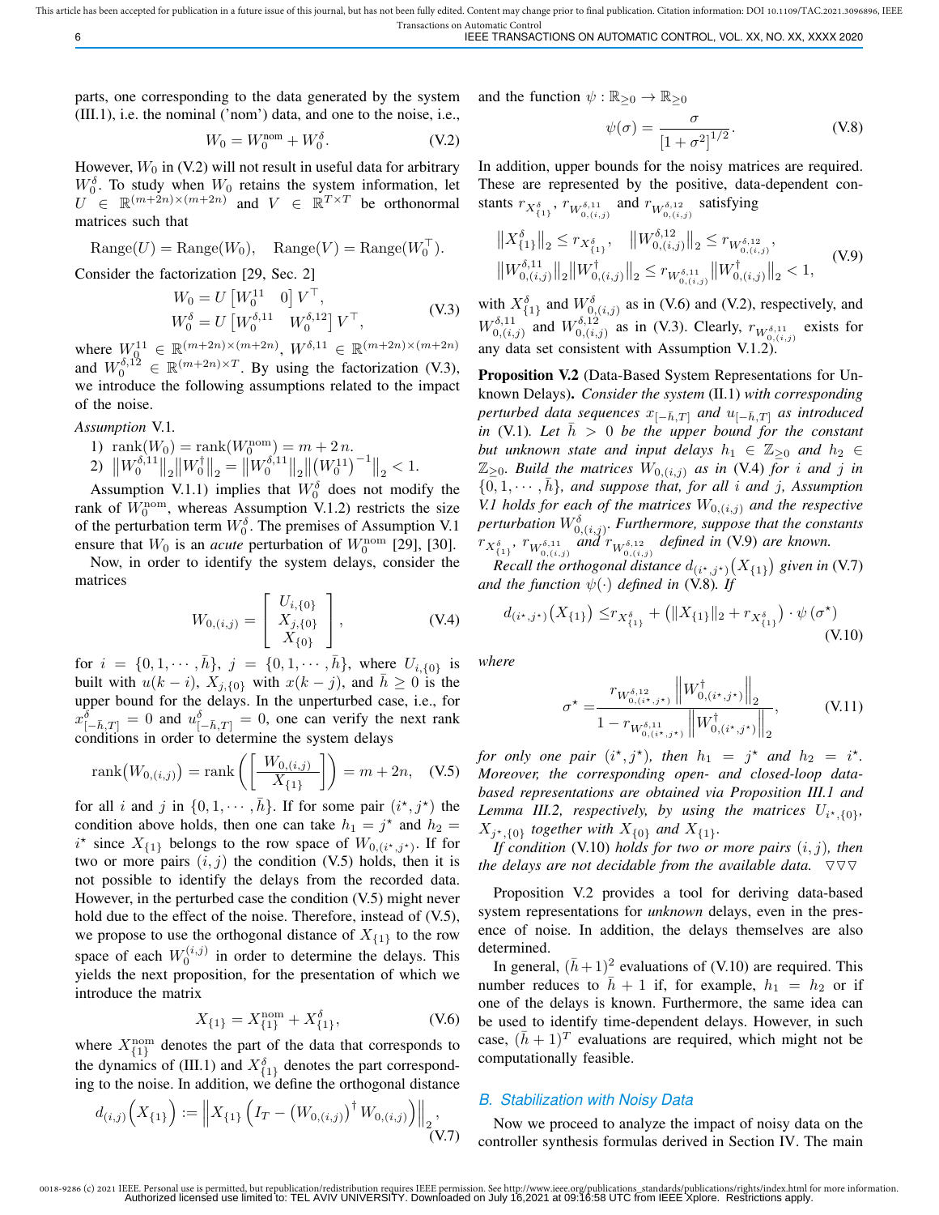parts, one corresponding to the data generated by the system (III.1), i.e. the nominal ('nom') data, and one to the noise, i.e.,

$$W_0 = W_0^{\text{nom}} + W_0^{\delta}. \tag{V.2}$$

However, $W_0$ in (V.2) will not result in useful data for arbitrary $W_0^{\delta}$. To study when $W_0$ retains the system information, let $U \in \mathbb{R}^{(m+2n)\times(m+2n)}$ and $V \in \mathbb{R}^{T\times T}$ be orthonormal matrices such that

$$\operatorname{Range}(U) = \operatorname{Range}(W_0), \quad \operatorname{Range}(V) = \operatorname{Range}(W_0^{\top}).$$

Consider the factorization [29, Sec. 2]

$$\begin{aligned} W_0 &= U \begin{bmatrix} W_0^{11} & 0 \end{bmatrix} V^{\top}, \\ W_0^{\delta} &= U \begin{bmatrix} W_0^{\delta,11} & W_0^{\delta,12} \end{bmatrix} V^{\top}, \end{aligned} \tag{V.3}$$

where $W_0^{11} \in \mathbb{R}^{(m+2n)\times(m+2n)}$, $W^{\delta,11} \in \mathbb{R}^{(m+2n)\times(m+2n)}$ and $W_0^{\delta,12} \in \mathbb{R}^{(m+2n)\times T}$. By using the factorization (V.3), we introduce the following assumptions related to the impact of the noise.

*Assumption* V.1.

1) $\operatorname{rank}(W_0) = \operatorname{rank}(W_0^{\text{nom}}) = m + 2\,n.$
2) $\|W_0^{\delta,11}\|_2 \|W_0^{\dagger}\|_2 = \|W_0^{\delta,11}\|_2 \|(W_0^{11})^{-1}\|_2 < 1.$

Assumption V.1.1) implies that $W_0^{\delta}$ does not modify the rank of $W_0^{\text{nom}}$, whereas Assumption V.1.2) restricts the size of the perturbation term $W_0^{\delta}$. The premises of Assumption V.1 ensure that $W_0$ is an *acute* perturbation of $W_0^{\text{nom}}$ [29], [30].

Now, in order to identify the system delays, consider the matrices

$$W_{0,(i,j)} = \begin{bmatrix} U_{i,\{0\}} \\ X_{j,\{0\}} \\ X_{\{0\}} \end{bmatrix}, \tag{V.4}$$

for $i = \{0, 1, \cdots, \bar{h}\}$, $j = \{0, 1, \cdots, \bar{h}\}$, where $U_{i,\{0\}}$ is built with $u(k-i)$, $X_{j,\{0\}}$ with $x(k-j)$, and $\bar{h} \geq 0$ is the upper bound for the delays. In the unperturbed case, i.e., for $x^{\delta}_{[-\bar{h},T]} = 0$ and $u^{\delta}_{[-\bar{h},T]} = 0$, one can verify the next rank conditions in order to determine the system delays

$$\operatorname{rank}\big(W_{0,(i,j)}\big) = \operatorname{rank}\left(\begin{bmatrix} W_{0,(i,j)} \\ X_{\{1\}} \end{bmatrix}\right) = m + 2n, \tag{V.5}$$

for all $i$ and $j$ in $\{0, 1, \cdots, \bar{h}\}$. If for some pair $(i^{\star}, j^{\star})$ the condition above holds, then one can take $h_1 = j^{\star}$ and $h_2 = i^{\star}$ since $X_{\{1\}}$ belongs to the row space of $W_{0,(i^{\star},j^{\star})}$. If for two or more pairs $(i,j)$ the condition (V.5) holds, then it is not possible to identify the delays from the recorded data. However, in the perturbed case the condition (V.5) might never hold due to the effect of the noise. Therefore, instead of (V.5), we propose to use the orthogonal distance of $X_{\{1\}}$ to the row space of each $W_0^{(i,j)}$ in order to determine the delays. This yields the next proposition, for the presentation of which we introduce the matrix

$$X_{\{1\}} = X_{\{1\}}^{\text{nom}} + X_{\{1\}}^{\delta}, \tag{V.6}$$

where $X_{\{1\}}^{\text{nom}}$ denotes the part of the data that corresponds to the dynamics of (III.1) and $X_{\{1\}}^{\delta}$ denotes the part corresponding to the noise. In addition, we define the orthogonal distance

$$d_{(i,j)}\Big(X_{\{1\}}\Big) := \Big\|X_{\{1\}}\Big(I_T - \big(W_{0,(i,j)}\big)^{\dagger} W_{0,(i,j)}\Big)\Big\|_2, \tag{V.7}$$

and the function $\psi : \mathbb{R}_{\geq 0} \to \mathbb{R}_{\geq 0}$

$$\psi(\sigma) = \frac{\sigma}{\left[1 + \sigma^2\right]^{1/2}}. \tag{V.8}$$

In addition, upper bounds for the noisy matrices are required. These are represented by the positive, data-dependent constants $r_{X^{\delta}_{\{1\}}}$, $r_{W^{\delta,11}_{0,(i,j)}}$ and $r_{W^{\delta,12}_{0,(i,j)}}$ satisfying

$$\begin{aligned} &\big\|X^{\delta}_{\{1\}}\big\|_2 \leq r_{X^{\delta}_{\{1\}}}, \quad \big\|W^{\delta,12}_{0,(i,j)}\big\|_2 \leq r_{W^{\delta,12}_{0,(i,j)}}, \\ &\big\|W^{\delta,11}_{0,(i,j)}\big\|_2 \big\|W^{\dagger}_{0,(i,j)}\big\|_2 \leq r_{W^{\delta,11}_{0,(i,j)}} \big\|W^{\dagger}_{0,(i,j)}\big\|_2 < 1, \end{aligned} \tag{V.9}$$

with $X^{\delta}_{\{1\}}$ and $W^{\delta}_{0,(i,j)}$ as in (V.6) and (V.2), respectively, and $W^{\delta,11}_{0,(i,j)}$ and $W^{\delta,12}_{0,(i,j)}$ as in (V.3). Clearly, $r_{W^{\delta,11}_{0,(i,j)}}$ exists for any data set consistent with Assumption V.1.2).

**Proposition V.2** (Data-Based System Representations for Unknown Delays)**.** *Consider the system* (II.1) *with corresponding perturbed data sequences $x_{[-\bar{h},T]}$ and $u_{[-\bar{h},T]}$ as introduced in* (V.1)*. Let $\bar{h} > 0$ be the upper bound for the constant but unknown state and input delays $h_1 \in \mathbb{Z}_{\geq 0}$ and $h_2 \in \mathbb{Z}_{\geq 0}$. Build the matrices $W_{0,(i,j)}$ as in* (V.4) *for $i$ and $j$ in $\{0, 1, \cdots, \bar{h}\}$, and suppose that, for all $i$ and $j$, Assumption V.1 holds for each of the matrices $W_{0,(i,j)}$ and the respective perturbation $W^{\delta}_{0,(i,j)}$. Furthermore, suppose that the constants $r_{X^{\delta}_{\{1\}}}$, $r_{W^{\delta,11}_{0,(i,j)}}$ and $r_{W^{\delta,12}_{0,(i,j)}}$ defined in* (V.9) *are known.*

*Recall the orthogonal distance $d_{(i^{\star},j^{\star})}\big(X_{\{1\}}\big)$ given in* (V.7) *and the function $\psi(\cdot)$ defined in* (V.8)*. If*

$$d_{(i^{\star},j^{\star})}\big(X_{\{1\}}\big) \leq r_{X^{\delta}_{\{1\}}} + \big(\|X_{\{1\}}\|_2 + r_{X^{\delta}_{\{1\}}}\big) \cdot \psi\left(\sigma^{\star}\right) \tag{V.10}$$

*where*

$$\sigma^{\star} = \frac{r_{W^{\delta,12}_{0,(i^{\star},j^{\star})}} \left\|W^{\dagger}_{0,(i^{\star},j^{\star})}\right\|_2}{1 - r_{W^{\delta,11}_{0,(i^{\star},j^{\star})}} \left\|W^{\dagger}_{0,(i^{\star},j^{\star})}\right\|_2}, \tag{V.11}$$

*for only one pair $(i^{\star}, j^{\star})$, then $h_1 = j^{\star}$ and $h_2 = i^{\star}$. Moreover, the corresponding open- and closed-loop data-based representations are obtained via Proposition III.1 and Lemma III.2, respectively, by using the matrices $U_{i^{\star},\{0\}}$, $X_{j^{\star},\{0\}}$ together with $X_{\{0\}}$ and $X_{\{1\}}$.*

*If condition* (V.10) *holds for two or more pairs $(i,j)$, then the delays are not decidable from the available data.* ▽▽▽

Proposition V.2 provides a tool for deriving data-based system representations for *unknown* delays, even in the presence of noise. In addition, the delays themselves are also determined.

In general, $(\bar{h}+1)^2$ evaluations of (V.10) are required. This number reduces to $\bar{h}+1$ if, for example, $h_1 = h_2$ or if one of the delays is known. Furthermore, the same idea can be used to identify time-dependent delays. However, in such case, $(\bar{h}+1)^T$ evaluations are required, which might not be computationally feasible.

### *B. Stabilization with Noisy Data*

Now we proceed to analyze the impact of noisy data on the controller synthesis formulas derived in Section IV. The main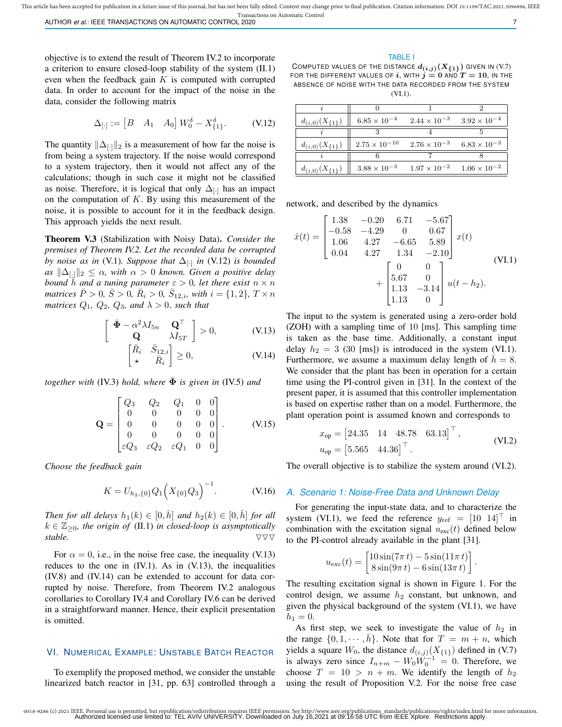objective is to extend the result of Theorem IV.2 to incorporate a criterion to ensure closed-loop stability of the system (II.1) even when the feedback gain $K$ is computed with corrupted data. In order to account for the impact of the noise in the data, consider the following matrix

$$\Delta_{[\cdot]} := \begin{bmatrix} B & A_1 & A_0 \end{bmatrix} W_0^{\delta} - X_{\{1\}}^{\delta}. \tag{V.12}$$

The quantity $\|\Delta_{[\cdot]}\|_2$ is a measurement of how far the noise is from being a system trajectory. If the noise would correspond to a system trajectory, then it would not affect any of the calculations; though in such case it might not be classified as noise. Therefore, it is logical that only $\Delta_{[\cdot]}$ has an impact on the computation of $K$. By using this measurement of the noise, it is possible to account for it in the feedback design. This approach yields the next result.

**Theorem V.3** (Stabilization with Noisy Data)**.** *Consider the premises of Theorem IV.2. Let the recorded data be corrupted by noise as in* (V.1)*. Suppose that $\Delta_{[\cdot]}$ in* (V.12) *is bounded as $\|\Delta_{[\cdot]}\|_2 \leq \alpha$, with $\alpha > 0$ known. Given a positive delay bound $\bar{h}$ and a tuning parameter $\varepsilon > 0$, let there exist $n \times n$ matrices $\bar{P} > 0$, $\bar{S} > 0$, $\bar{R}_i > 0$, $\bar{S}_{12,i}$, with $i = \{1, 2\}$, $T \times n$ matrices $Q_1$, $Q_2$, $Q_3$, and $\lambda > 0$, such that*

$$\begin{bmatrix} \bar{\mathbf{\Phi}} - \alpha^2 \lambda I_{5n} & \mathbf{Q}^\top \\ \mathbf{Q} & \lambda I_{5T} \end{bmatrix} > 0, \tag{V.13}$$

$$\begin{bmatrix} \bar{R}_i & \bar{S}_{12,i} \\ \star & \bar{R}_i \end{bmatrix} \geq 0, \tag{V.14}$$

*together with* (IV.3) *hold, where $\bar{\mathbf{\Phi}}$ is given in* (IV.5) *and*

$$\mathbf{Q} = \begin{bmatrix} Q_3 & Q_2 & Q_1 & 0 & 0 \\ 0 & 0 & 0 & 0 & 0 \\ 0 & 0 & 0 & 0 & 0 \\ 0 & 0 & 0 & 0 & 0 \\ \varepsilon Q_3 & \varepsilon Q_2 & \varepsilon Q_1 & 0 & 0 \end{bmatrix}. \tag{V.15}$$

*Choose the feedback gain*

$$K = U_{h_2,\{0\}} Q_1 \Big( X_{\{0\}} Q_3 \Big)^{-1}. \tag{V.16}$$

*Then for all delays $h_1(k) \in [0, \bar{h}]$ and $h_2(k) \in [0, \bar{h}]$ for all $k \in \mathbb{Z}_{\geq 0}$, the origin of* (II.1) *in closed-loop is asymptotically stable.* ▽▽▽

For $\alpha = 0$, i.e., in the noise free case, the inequality (V.13) reduces to the one in (IV.1). As in (V.13), the inequalities (IV.8) and (IV.14) can be extended to account for data corrupted by noise. Therefore, from Theorem IV.2 analogous corollaries to Corollary IV.4 and Corollary IV.6 can be derived in a straightforward manner. Hence, their explicit presentation is omitted.

## VI. Numerical Example: Unstable Batch Reactor

To exemplify the proposed method, we consider the unstable linearized batch reactor in [31, pp. 63] controlled through a network, and described by the dynamics

TABLE I
Computed values of the distance $d_{(i,j)}(X_{\{1\}})$ given in (V.7) for the different values of $i$, with $j = 0$ and $T = 10$, in the absence of noise with the data recorded from the system (VI.1).

| $i$ | 0 | 1 | 2 |
|---|---|---|---|
| $d_{(i,0)}(X_{\{1\}})$ | $6.85 \times 10^{-4}$ | $2.44 \times 10^{-3}$ | $3.92 \times 10^{-4}$ |
| $i$ | 3 | 4 | 5 |
| $d_{(i,0)}(X_{\{1\}})$ | $2.75 \times 10^{-10}$ | $2.76 \times 10^{-3}$ | $6.83 \times 10^{-3}$ |
| $i$ | 6 | 7 | 8 |
| $d_{(i,0)}(X_{\{1\}})$ | $3.88 \times 10^{-3}$ | $1.97 \times 10^{-2}$ | $1.06 \times 10^{-2}$ |

$$\dot{x}(t) = \begin{bmatrix} 1.38 & -0.20 & 6.71 & -5.67 \\ -0.58 & -4.29 & 0 & 0.67 \\ 1.06 & 4.27 & -6.65 & 5.89 \\ 0.04 & 4.27 & 1.34 & -2.10 \end{bmatrix} x(t) + \begin{bmatrix} 0 & 0 \\ 5.67 & 0 \\ 1.13 & -3.14 \\ 1.13 & 0 \end{bmatrix} u(t - h_2). \tag{VI.1}$$

The input to the system is generated using a zero-order hold (ZOH) with a sampling time of 10 [ms]. This sampling time is taken as the base time. Additionally, a constant input delay $h_2 = 3$ (30 [ms]) is introduced in the system (VI.1). Furthermore, we assume a maximum delay length of $\bar{h} = 8$. We consider that the plant has been in operation for a certain time using the PI-control given in [31]. In the context of the present paper, it is assumed that this controller implementation is based on expertise rather than on a model. Furthermore, the plant operation point is assumed known and corresponds to

$$x_{\text{op}} = \begin{bmatrix} 24.35 & 14 & 48.78 & 63.13 \end{bmatrix}^\top, \quad u_{\text{op}} = \begin{bmatrix} 5.565 & 44.36 \end{bmatrix}^\top. \tag{VI.2}$$

The overall objective is to stabilize the system around (VI.2).

### A. Scenario 1: Noise-Free Data and Unknown Delay

For generating the input-state data, and to characterize the system (VI.1), we feed the reference $y_{\text{ref}} = [10 \;\; 14]^\top$ in combination with the excitation signal $u_{\text{exc}}(t)$ defined below to the PI-control already available in the plant [31].

$$u_{\text{exc}}(t) = \begin{bmatrix} 10\sin(7\pi\, t) - 5\sin(11\pi\, t) \\ 8\sin(9\pi\, t) - 6\sin(13\pi\, t) \end{bmatrix}.$$

The resulting excitation signal is shown in Figure 1. For the control design, we assume $h_2$ constant, but unknown, and given the physical background of the system (VI.1), we have $h_1 = 0$.

As first step, we seek to investigate the value of $h_2$ in the range $\{0, 1, \cdots, \bar{h}\}$. Note that for $T = m + n$, which yields a square $W_0$, the distance $d_{(i,j)}(X_{\{1\}})$ defined in (V.7) is always zero since $I_{n+m} - W_0 W_0^{-1} = 0$. Therefore, we choose $T = 10 > n + m$. We identify the length of $h_2$ using the result of Proposition V.2. For the noise free case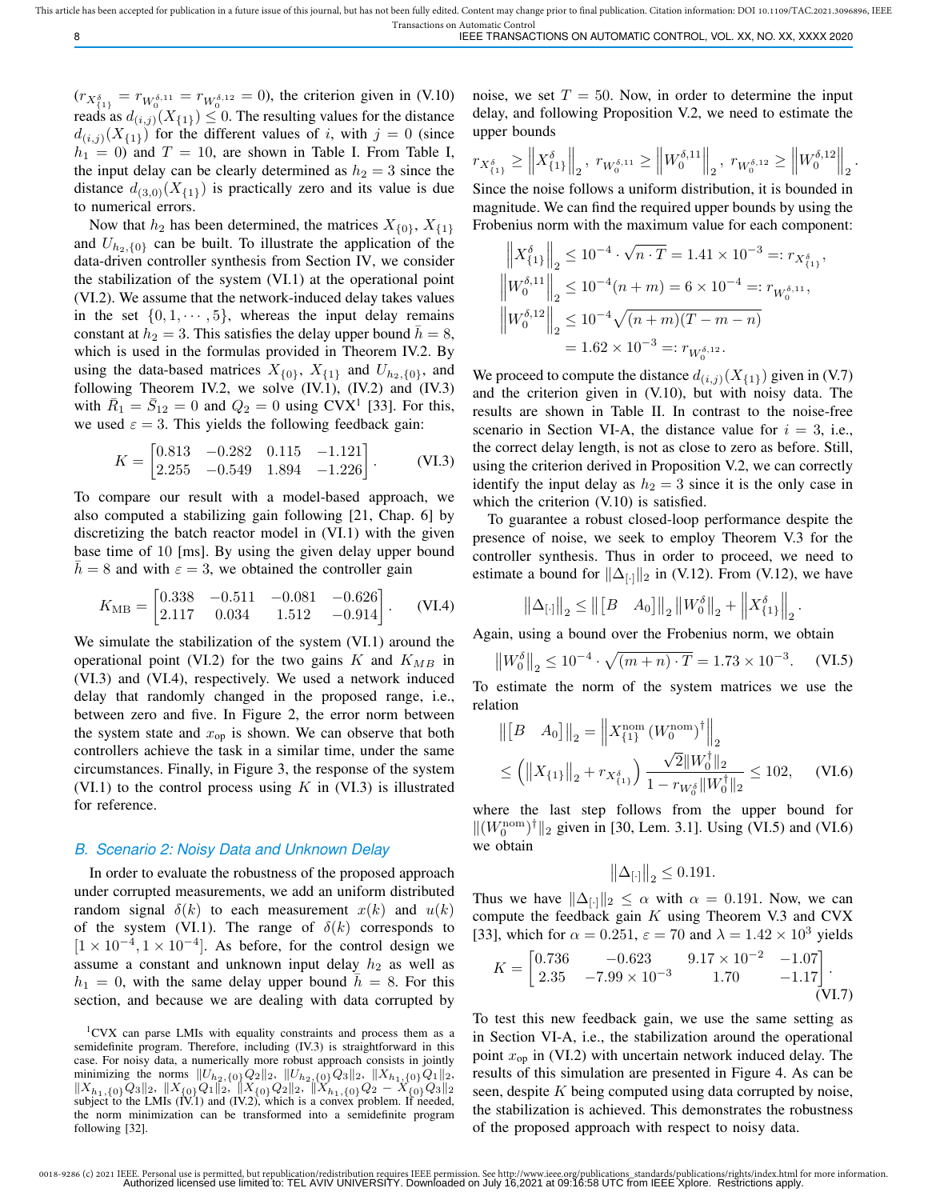($r_{X^{\delta}_{\{1\}}} = r_{W_0^{\delta,11}} = r_{W_0^{\delta,12}} = 0$), the criterion given in (V.10) reads as $d_{(i,j)}(X_{\{1\}}) \leq 0$. The resulting values for the distance $d_{(i,j)}(X_{\{1\}})$ for the different values of $i$, with $j = 0$ (since $h_1 = 0$) and $T = 10$, are shown in Table I. From Table I, the input delay can be clearly determined as $h_2 = 3$ since the distance $d_{(3,0)}(X_{\{1\}})$ is practically zero and its value is due to numerical errors.

Now that $h_2$ has been determined, the matrices $X_{\{0\}}$, $X_{\{1\}}$ and $U_{h_2,\{0\}}$ can be built. To illustrate the application of the data-driven controller synthesis from Section IV, we consider the stabilization of the system (VI.1) at the operational point (VI.2). We assume that the network-induced delay takes values in the set $\{0, 1, \cdots, 5\}$, whereas the input delay remains constant at $h_2 = 3$. This satisfies the delay upper bound $\bar{h} = 8$, which is used in the formulas provided in Theorem IV.2. By using the data-based matrices $X_{\{0\}}$, $X_{\{1\}}$ and $U_{h_2,\{0\}}$, and following Theorem IV.2, we solve (IV.1), (IV.2) and (IV.3) with $\bar{R}_1 = \bar{S}_{12} = 0$ and $Q_2 = 0$ using CVX[1] [33]. For this, we used $\varepsilon = 3$. This yields the following feedback gain:

$$K = \begin{bmatrix} 0.813 & -0.282 & 0.115 & -1.121 \\ 2.255 & -0.549 & 1.894 & -1.226 \end{bmatrix}. \qquad \text{(VI.3)}$$

To compare our result with a model-based approach, we also computed a stabilizing gain following [21, Chap. 6] by discretizing the batch reactor model in (VI.1) with the given base time of 10 [ms]. By using the given delay upper bound $\bar{h} = 8$ and with $\varepsilon = 3$, we obtained the controller gain

$$K_{\mathrm{MB}} = \begin{bmatrix} 0.338 & -0.511 & -0.081 & -0.626 \\ 2.117 & 0.034 & 1.512 & -0.914 \end{bmatrix}. \qquad \text{(VI.4)}$$

We simulate the stabilization of the system (VI.1) around the operational point (VI.2) for the two gains $K$ and $K_{MB}$ in (VI.3) and (VI.4), respectively. We used a network induced delay that randomly changed in the proposed range, i.e., between zero and five. In Figure 2, the error norm between the system state and $x_{\mathrm{op}}$ is shown. We can observe that both controllers achieve the task in a similar time, under the same circumstances. Finally, in Figure 3, the response of the system (VI.1) to the control process using $K$ in (VI.3) is illustrated for reference.

### *B. Scenario 2: Noisy Data and Unknown Delay*

In order to evaluate the robustness of the proposed approach under corrupted measurements, we add an uniform distributed random signal $\delta(k)$ to each measurement $x(k)$ and $u(k)$ of the system (VI.1). The range of $\delta(k)$ corresponds to $[1 \times 10^{-4}, 1 \times 10^{-4}]$. As before, for the control design we assume a constant and unknown input delay $h_2$ as well as $h_1 = 0$, with the same delay upper bound $\bar{h} = 8$. For this section, and because we are dealing with data corrupted by noise, we set $T = 50$. Now, in order to determine the input delay, and following Proposition V.2, we need to estimate the upper bounds

$$r_{X^{\delta}_{\{1\}}} \geq \left\| X^{\delta}_{\{1\}} \right\|_2, \; r_{W_0^{\delta,11}} \geq \left\| W_0^{\delta,11} \right\|_2, \; r_{W_0^{\delta,12}} \geq \left\| W_0^{\delta,12} \right\|_2.$$

Since the noise follows a uniform distribution, it is bounded in magnitude. We can find the required upper bounds by using the Frobenius norm with the maximum value for each component:

$$\begin{aligned} \left\| X^{\delta}_{\{1\}} \right\|_2 &\leq 10^{-4} \cdot \sqrt{n \cdot T} = 1.41 \times 10^{-3} =: r_{X^{\delta}_{\{1\}}}, \\ \left\| W_0^{\delta,11} \right\|_2 &\leq 10^{-4}(n + m) = 6 \times 10^{-4} =: r_{W_0^{\delta,11}}, \\ \left\| W_0^{\delta,12} \right\|_2 &\leq 10^{-4}\sqrt{(n + m)(T - m - n)} \\ &= 1.62 \times 10^{-3} =: r_{W_0^{\delta,12}}. \end{aligned}$$

We proceed to compute the distance $d_{(i,j)}(X_{\{1\}})$ given in (V.7) and the criterion given in (V.10), but with noisy data. The results are shown in Table II. In contrast to the noise-free scenario in Section VI-A, the distance value for $i = 3$, i.e., the correct delay length, is not as close to zero as before. Still, using the criterion derived in Proposition V.2, we can correctly identify the input delay as $h_2 = 3$ since it is the only case in which the criterion (V.10) is satisfied.

To guarantee a robust closed-loop performance despite the presence of noise, we seek to employ Theorem V.3 for the controller synthesis. Thus in order to proceed, we need to estimate a bound for $\|\Delta_{[\cdot]}\|_2$ in (V.12). From (V.12), we have

$$\left\| \Delta_{[\cdot]} \right\|_2 \leq \left\| \begin{bmatrix} B & A_0 \end{bmatrix} \right\|_2 \left\| W_0^{\delta} \right\|_2 + \left\| X^{\delta}_{\{1\}} \right\|_2.$$

Again, using a bound over the Frobenius norm, we obtain

$$\left\| W_0^{\delta} \right\|_2 \leq 10^{-4} \cdot \sqrt{(m + n) \cdot T} = 1.73 \times 10^{-3}. \qquad \text{(VI.5)}$$

To estimate the norm of the system matrices we use the relation

$$\begin{aligned} \left\| \begin{bmatrix} B & A_0 \end{bmatrix} \right\|_2 &= \left\| X^{\mathrm{nom}}_{\{1\}} \left( W_0^{\mathrm{nom}} \right)^{\dagger} \right\|_2 \\ &\leq \left( \left\| X_{\{1\}} \right\|_2 + r_{X^{\delta}_{\{1\}}} \right) \frac{\sqrt{2} \|W_0^{\dagger}\|_2}{1 - r_{W_0^{\delta}} \|W_0^{\dagger}\|_2} \leq 102, \end{aligned} \qquad \text{(VI.6)}$$

where the last step follows from the upper bound for $\|(W_0^{\mathrm{nom}})^{\dagger}\|_2$ given in [30, Lem. 3.1]. Using (VI.5) and (VI.6) we obtain

$$\left\| \Delta_{[\cdot]} \right\|_2 \leq 0.191.$$

Thus we have $\|\Delta_{[\cdot]}\|_2 \leq \alpha$ with $\alpha = 0.191$. Now, we can compute the feedback gain $K$ using Theorem V.3 and CVX [33], which for $\alpha = 0.251$, $\varepsilon = 70$ and $\lambda = 1.42 \times 10^3$ yields

$$K = \begin{bmatrix} 0.736 & -0.623 & 9.17 \times 10^{-2} & -1.07 \\ 2.35 & -7.99 \times 10^{-3} & 1.70 & -1.17 \end{bmatrix}. \qquad \text{(VI.7)}$$

To test this new feedback gain, we use the same setting as in Section VI-A, i.e., the stabilization around the operational point $x_{\mathrm{op}}$ in (VI.2) with uncertain network induced delay. The results of this simulation are presented in Figure 4. As can be seen, despite $K$ being computed using data corrupted by noise, the stabilization is achieved. This demonstrates the robustness of the proposed approach with respect to noisy data.

[1] CVX can parse LMIs with equality constraints and process them as a semidefinite program. Therefore, including (IV.3) is straightforward in this case. For noisy data, a numerically more robust approach consists in jointly minimizing the norms $\|U_{h_2,\{0\}}Q_2\|_2$, $\|U_{h_2,\{0\}}Q_3\|_2$, $\|X_{h_1,\{0\}}Q_1\|_2$, $\|X_{h_1,\{0\}}Q_3\|_2$, $\|X_{\{0\}}Q_1\|_2$, $\|X_{\{0\}}Q_2\|_2$, $\|X_{h_1,\{0\}}Q_2 - X_{\{0\}}Q_3\|_2$ subject to the LMIs (IV.1) and (IV.2), which is a convex problem. If needed, the norm minimization can be transformed into a semidefinite program following [32].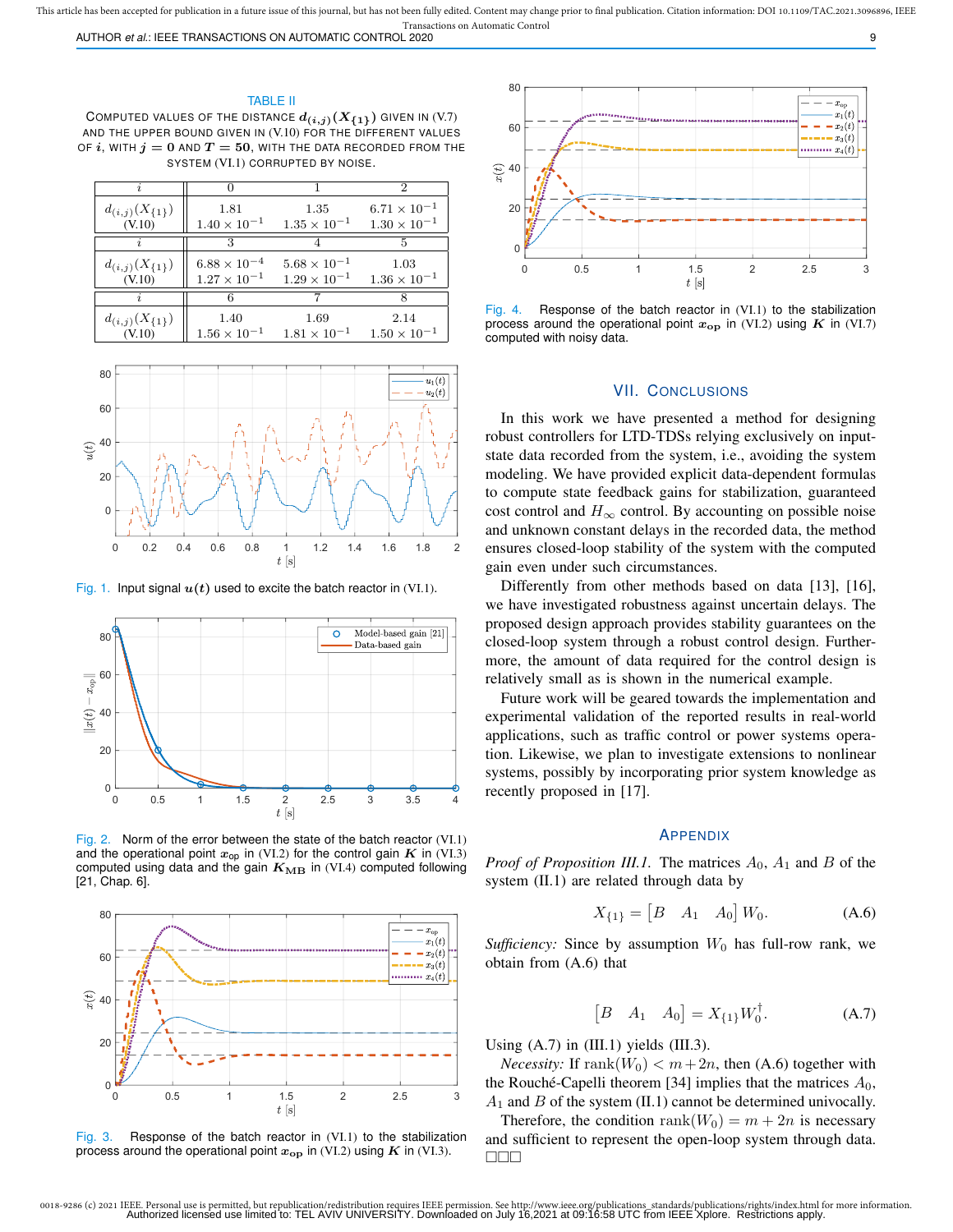TABLE II

COMPUTED VALUES OF THE DISTANCE $d_{(i,j)}(X_{\{1\}})$ GIVEN IN (V.7) AND THE UPPER BOUND GIVEN IN (V.10) FOR THE DIFFERENT VALUES OF $i$, WITH $j = 0$ AND $T = 50$, WITH THE DATA RECORDED FROM THE SYSTEM (VI.1) CORRUPTED BY NOISE.

| $i$ | 0 | 1 | 2 |
|---|---|---|---|
| $d_{(i,j)}(X_{\{1\}})$ | 1.81 | 1.35 | $6.71 \times 10^{-1}$ |
| (V.10) | $1.40 \times 10^{-1}$ | $1.35 \times 10^{-1}$ | $1.30 \times 10^{-1}$ |
| $i$ | 3 | 4 | 5 |
| $d_{(i,j)}(X_{\{1\}})$ | $6.88 \times 10^{-4}$ | $5.68 \times 10^{-1}$ | 1.03 |
| (V.10) | $1.27 \times 10^{-1}$ | $1.29 \times 10^{-1}$ | $1.36 \times 10^{-1}$ |
| $i$ | 6 | 7 | 8 |
| $d_{(i,j)}(X_{\{1\}})$ | 1.40 | 1.69 | 2.14 |
| (V.10) | $1.56 \times 10^{-1}$ | $1.81 \times 10^{-1}$ | $1.50 \times 10^{-1}$ |

Fig. 1. Input signal $\boldsymbol{u}(t)$ used to excite the batch reactor in (VI.1).

Fig. 2. Norm of the error between the state of the batch reactor (VI.1) and the operational point $\boldsymbol{x}_{\mathbf{op}}$ in (VI.2) for the control gain $\boldsymbol{K}$ in (VI.3) computed using data and the gain $\boldsymbol{K}_{\mathbf{MB}}$ in (VI.4) computed following [21, Chap. 6].

Fig. 3. Response of the batch reactor in (VI.1) to the stabilization process around the operational point $\boldsymbol{x}_{\mathbf{op}}$ in (VI.2) using $\boldsymbol{K}$ in (VI.3).

Fig. 4. Response of the batch reactor in (VI.1) to the stabilization process around the operational point $\boldsymbol{x}_{\mathbf{op}}$ in (VI.2) using $\boldsymbol{K}$ in (VI.7) computed with noisy data.

## VII. CONCLUSIONS

In this work we have presented a method for designing robust controllers for LTD-TDSs relying exclusively on input-state data recorded from the system, i.e., avoiding the system modeling. We have provided explicit data-dependent formulas to compute state feedback gains for stabilization, guaranteed cost control and $H_\infty$ control. By accounting on possible noise and unknown constant delays in the recorded data, the method ensures closed-loop stability of the system with the computed gain even under such circumstances.

Differently from other methods based on data [13], [16], we have investigated robustness against uncertain delays. The proposed design approach provides stability guarantees on the closed-loop system through a robust control design. Furthermore, the amount of data required for the control design is relatively small as is shown in the numerical example.

Future work will be geared towards the implementation and experimental validation of the reported results in real-world applications, such as traffic control or power systems operation. Likewise, we plan to investigate extensions to nonlinear systems, possibly by incorporating prior system knowledge as recently proposed in [17].

## APPENDIX

*Proof of Proposition III.1.* The matrices $A_0$, $A_1$ and $B$ of the system (II.1) are related through data by

$$X_{\{1\}} = \begin{bmatrix} B & A_1 & A_0 \end{bmatrix} W_0. \tag{A.6}$$

*Sufficiency:* Since by assumption $W_0$ has full-row rank, we obtain from (A.6) that

$$\begin{bmatrix} B & A_1 & A_0 \end{bmatrix} = X_{\{1\}} W_0^{\dagger}. \tag{A.7}$$

Using (A.7) in (III.1) yields (III.3).

*Necessity:* If $\text{rank}(W_0) < m + 2n$, then (A.6) together with the Rouché-Capelli theorem [34] implies that the matrices $A_0$, $A_1$ and $B$ of the system (II.1) cannot be determined univocally.

Therefore, the condition $\text{rank}(W_0) = m + 2n$ is necessary and sufficient to represent the open-loop system through data. □□□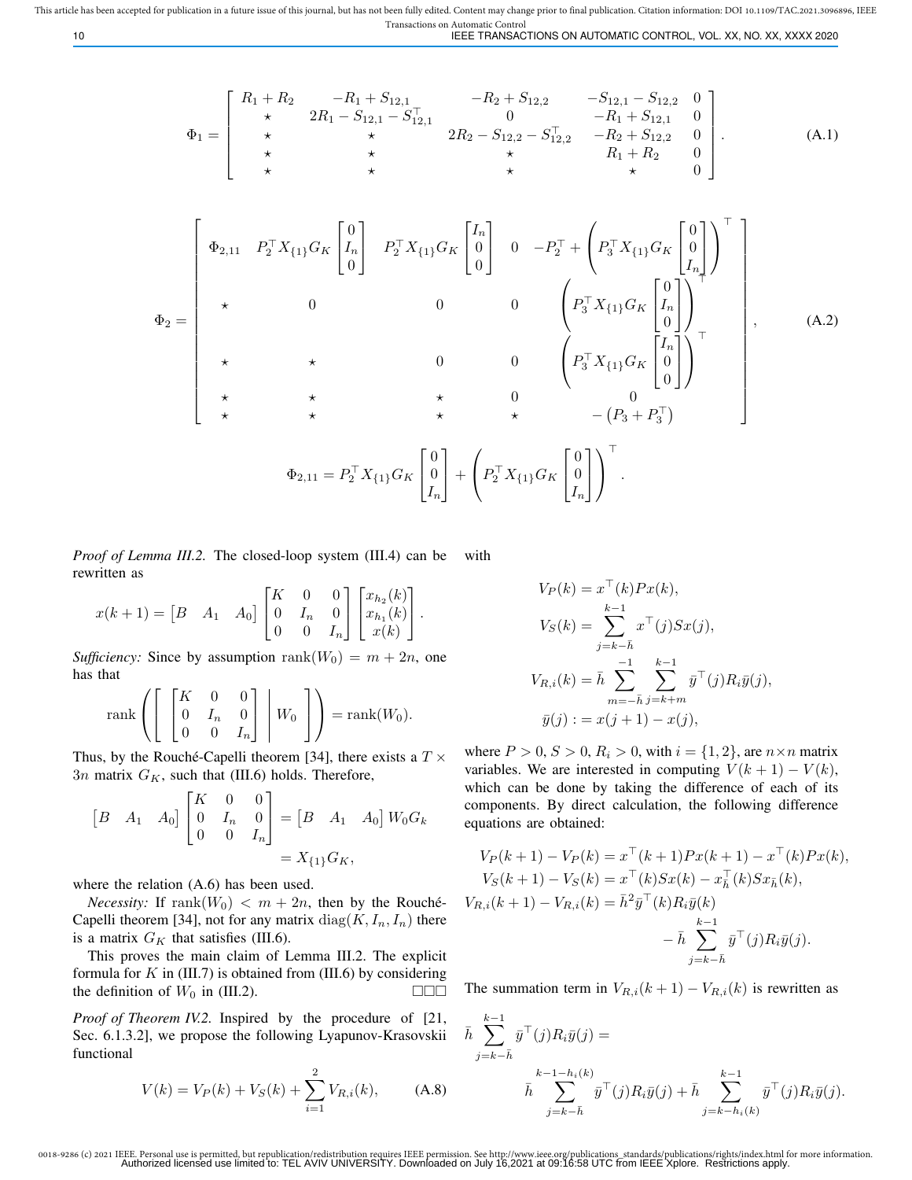$$
\Phi_1 = \begin{bmatrix} R_1+R_2 & -R_1+S_{12,1} & -R_2+S_{12,2} & -S_{12,1}-S_{12,2} & 0 \\ \star & 2R_1-S_{12,1}-S_{12,1}^\top & 0 & -R_1+S_{12,1} & 0 \\ \star & \star & 2R_2-S_{12,2}-S_{12,2}^\top & -R_2+S_{12,2} & 0 \\ \star & \star & \star & R_1+R_2 & 0 \\ \star & \star & \star & \star & 0 \end{bmatrix}. \tag{A.1}
$$

$$
\Phi_2 = \begin{bmatrix} \Phi_{2,11} & P_2^\top X_{\{1\}} G_K \begin{bmatrix} 0 \\ I_n \\ 0 \end{bmatrix} & P_2^\top X_{\{1\}} G_K \begin{bmatrix} I_n \\ 0 \\ 0 \end{bmatrix} & 0 & -P_2^\top + \left( P_3^\top X_{\{1\}} G_K \begin{bmatrix} 0 \\ 0 \\ I_n \end{bmatrix} \right)^\top \\ \star & 0 & 0 & 0 & \left( P_3^\top X_{\{1\}} G_K \begin{bmatrix} 0 \\ I_n \\ 0 \end{bmatrix} \right)^\top \\ \star & \star & 0 & 0 & \left( P_3^\top X_{\{1\}} G_K \begin{bmatrix} I_n \\ 0 \\ 0 \end{bmatrix} \right)^\top \\ \star & \star & \star & 0 & 0 \\ \star & \star & \star & \star & -\left(P_3 + P_3^\top\right) \end{bmatrix}, \tag{A.2}
$$

$$
\Phi_{2,11} = P_2^\top X_{\{1\}} G_K \begin{bmatrix} 0 \\ 0 \\ I_n \end{bmatrix} + \left( P_2^\top X_{\{1\}} G_K \begin{bmatrix} 0 \\ 0 \\ I_n \end{bmatrix} \right)^\top .
$$

*Proof of Lemma III.2.* The closed-loop system (III.4) can be rewritten as

$$
x(k+1) = \begin{bmatrix} B & A_1 & A_0 \end{bmatrix} \begin{bmatrix} K & 0 & 0 \\ 0 & I_n & 0 \\ 0 & 0 & I_n \end{bmatrix} \begin{bmatrix} x_{h_2}(k) \\ x_{h_1}(k) \\ x(k) \end{bmatrix}.
$$

*Sufficiency:* Since by assumption $\operatorname{rank}(W_0) = m + 2n$, one has that

$$
\operatorname{rank}\left( \left[ \begin{bmatrix} K & 0 & 0 \\ 0 & I_n & 0 \\ 0 & 0 & I_n \end{bmatrix} \middle| \, W_0 \right] \right) = \operatorname{rank}(W_0).
$$

Thus, by the Rouché-Capelli theorem [34], there exists a $T \times 3n$ matrix $G_K$, such that (III.6) holds. Therefore,

$$
\begin{aligned}
\begin{bmatrix} B & A_1 & A_0 \end{bmatrix} \begin{bmatrix} K & 0 & 0 \\ 0 & I_n & 0 \\ 0 & 0 & I_n \end{bmatrix} &= \begin{bmatrix} B & A_1 & A_0 \end{bmatrix} W_0 G_k \\
&= X_{\{1\}} G_K,
\end{aligned}
$$

where the relation (A.6) has been used.

*Necessity:* If $\operatorname{rank}(W_0) < m + 2n$, then by the Rouché-Capelli theorem [34], not for any matrix $\operatorname{diag}(K, I_n, I_n)$ there is a matrix $G_K$ that satisfies (III.6).

This proves the main claim of Lemma III.2. The explicit formula for $K$ in (III.7) is obtained from (III.6) by considering the definition of $W_0$ in (III.2). □□□

*Proof of Theorem IV.2.* Inspired by the procedure of [21, Sec. 6.1.3.2], we propose the following Lyapunov-Krasovskii functional

$$
V(k) = V_P(k) + V_S(k) + \sum_{i=1}^{2} V_{R,i}(k), \tag{A.8}
$$

with

$$
\begin{aligned}
V_P(k) &= x^\top(k) P x(k), \\
V_S(k) &= \sum_{j=k-\bar{h}}^{k-1} x^\top(j) S x(j), \\
V_{R,i}(k) &= \bar{h} \sum_{m=-\bar{h}}^{-1} \sum_{j=k+m}^{k-1} \bar{y}^\top(j) R_i \bar{y}(j), \\
\bar{y}(j) &:= x(j+1) - x(j),
\end{aligned}
$$

where $P > 0$, $S > 0$, $R_i > 0$, with $i = \{1, 2\}$, are $n \times n$ matrix variables. We are interested in computing $V(k+1) - V(k)$, which can be done by taking the difference of each of its components. By direct calculation, the following difference equations are obtained:

$$
\begin{aligned}
V_P(k+1) - V_P(k) &= x^\top(k+1) P x(k+1) - x^\top(k) P x(k), \\
V_S(k+1) - V_S(k) &= x^\top(k) S x(k) - x_{\bar{h}}^\top(k) S x_{\bar{h}}(k), \\
V_{R,i}(k+1) - V_{R,i}(k) &= \bar{h}^2 \bar{y}^\top(k) R_i \bar{y}(k) \\
&\quad - \bar{h} \sum_{j=k-\bar{h}}^{k-1} \bar{y}^\top(j) R_i \bar{y}(j).
\end{aligned}
$$

The summation term in $V_{R,i}(k+1) - V_{R,i}(k)$ is rewritten as

$$
\begin{aligned}
\bar{h} \sum_{j=k-\bar{h}}^{k-1} \bar{y}^\top(j) R_i \bar{y}(j) = \\
\bar{h} \sum_{j=k-\bar{h}}^{k-1-h_i(k)} \bar{y}^\top(j) R_i \bar{y}(j) + \bar{h} \sum_{j=k-h_i(k)}^{k-1} \bar{y}^\top(j) R_i \bar{y}(j).
\end{aligned}
$$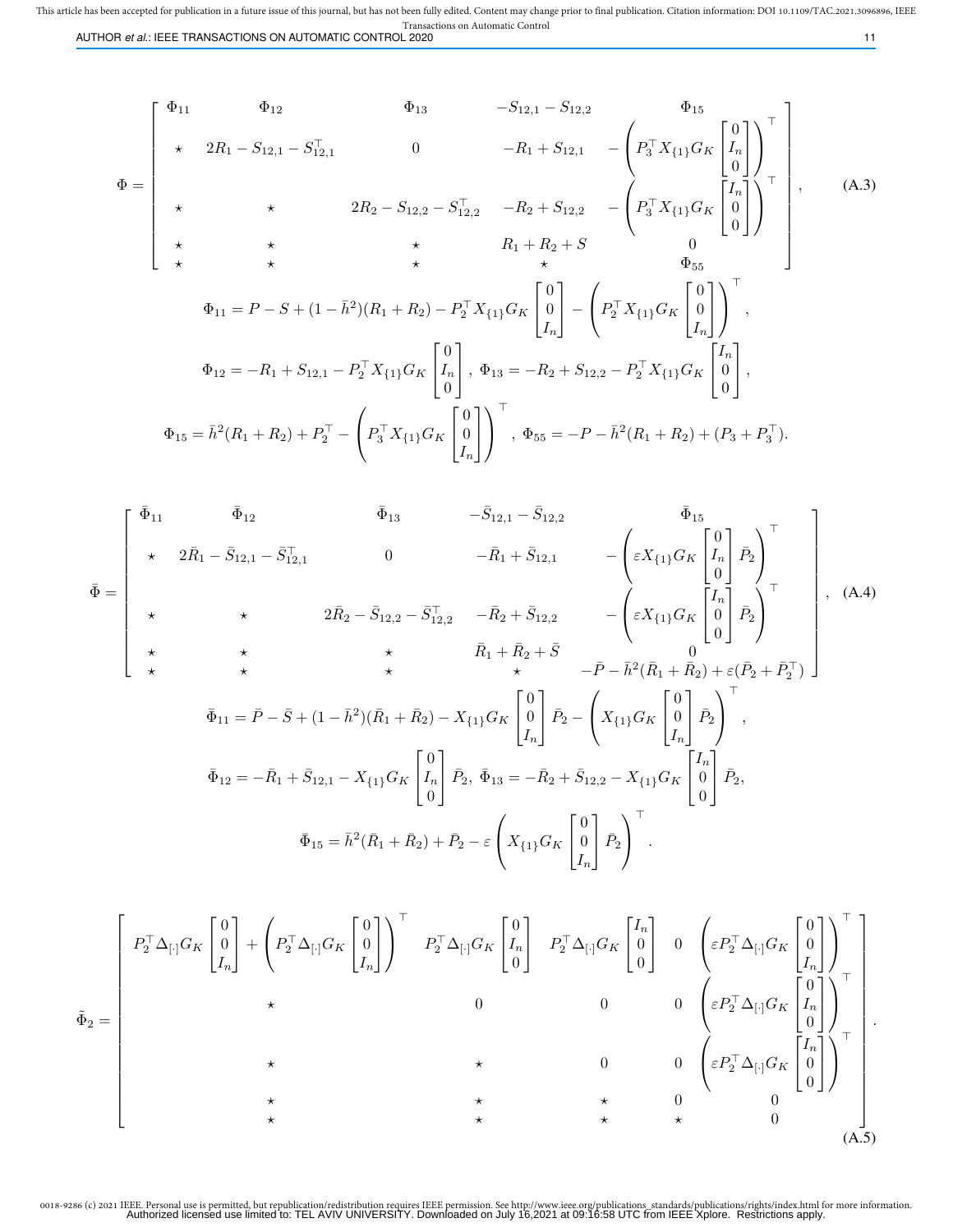$$
\Phi = \begin{bmatrix} \Phi_{11} & \Phi_{12} & \Phi_{13} & -S_{12,1} - S_{12,2} & \Phi_{15} \\ \star & 2R_1 - S_{12,1} - S_{12,1}^\top & 0 & -R_1 + S_{12,1} & -\left(P_3^\top X_{\{1\}} G_K \begin{bmatrix} 0 \\ I_n \\ 0 \end{bmatrix}\right)^\top \\ \star & \star & 2R_2 - S_{12,2} - S_{12,2}^\top & -R_2 + S_{12,2} & -\left(P_3^\top X_{\{1\}} G_K \begin{bmatrix} I_n \\ 0 \\ 0 \end{bmatrix}\right)^\top \\ \star & \star & \star & R_1 + R_2 + S & 0 \\ \star & \star & \star & \star & \Phi_{55} \end{bmatrix}, \tag{A.3}
$$

$$
\Phi_{11} = P - S + (1 - \bar{h}^2)(R_1 + R_2) - P_2^\top X_{\{1\}} G_K \begin{bmatrix} 0 \\ 0 \\ I_n \end{bmatrix} - \left(P_2^\top X_{\{1\}} G_K \begin{bmatrix} 0 \\ 0 \\ I_n \end{bmatrix}\right)^\top,
$$

$$
\Phi_{12} = -R_1 + S_{12,1} - P_2^\top X_{\{1\}} G_K \begin{bmatrix} 0 \\ I_n \\ 0 \end{bmatrix}, \; \Phi_{13} = -R_2 + S_{12,2} - P_2^\top X_{\{1\}} G_K \begin{bmatrix} I_n \\ 0 \\ 0 \end{bmatrix},
$$

$$
\Phi_{15} = \bar{h}^2(R_1 + R_2) + P_2^\top - \left(P_3^\top X_{\{1\}} G_K \begin{bmatrix} 0 \\ 0 \\ I_n \end{bmatrix}\right)^\top, \; \Phi_{55} = -P - \bar{h}^2(R_1 + R_2) + (P_3 + P_3^\top).
$$

$$
\bar{\Phi} = \begin{bmatrix} \bar{\Phi}_{11} & \bar{\Phi}_{12} & \bar{\Phi}_{13} & -\bar{S}_{12,1} - \bar{S}_{12,2} & \bar{\Phi}_{15} \\ \star & 2\bar{R}_1 - \bar{S}_{12,1} - \bar{S}_{12,1}^\top & 0 & -\bar{R}_1 + \bar{S}_{12,1} & -\left(\varepsilon X_{\{1\}} G_K \begin{bmatrix} 0 \\ I_n \\ 0 \end{bmatrix} \bar{P}_2\right)^\top \\ \star & \star & 2\bar{R}_2 - \bar{S}_{12,2} - \bar{S}_{12,2}^\top & -\bar{R}_2 + \bar{S}_{12,2} & -\left(\varepsilon X_{\{1\}} G_K \begin{bmatrix} I_n \\ 0 \\ 0 \end{bmatrix} \bar{P}_2\right)^\top \\ \star & \star & \star & \bar{R}_1 + \bar{R}_2 + \bar{S} & 0 \\ \star & \star & \star & \star & -\bar{P} - \bar{h}^2(\bar{R}_1 + \bar{R}_2) + \varepsilon(\bar{P}_2 + \bar{P}_2^\top) \end{bmatrix}, \tag{A.4}
$$

$$
\bar{\Phi}_{11} = \bar{P} - \bar{S} + (1 - \bar{h}^2)(\bar{R}_1 + \bar{R}_2) - X_{\{1\}} G_K \begin{bmatrix} 0 \\ 0 \\ I_n \end{bmatrix} \bar{P}_2 - \left(X_{\{1\}} G_K \begin{bmatrix} 0 \\ 0 \\ I_n \end{bmatrix} \bar{P}_2\right)^\top,
$$

$$
\bar{\Phi}_{12} = -\bar{R}_1 + \bar{S}_{12,1} - X_{\{1\}} G_K \begin{bmatrix} 0 \\ I_n \\ 0 \end{bmatrix} \bar{P}_2, \; \bar{\Phi}_{13} = -\bar{R}_2 + \bar{S}_{12,2} - X_{\{1\}} G_K \begin{bmatrix} I_n \\ 0 \\ 0 \end{bmatrix} \bar{P}_2,
$$

$$
\bar{\Phi}_{15} = \bar{h}^2(\bar{R}_1 + \bar{R}_2) + \bar{P}_2 - \varepsilon \left(X_{\{1\}} G_K \begin{bmatrix} 0 \\ 0 \\ I_n \end{bmatrix} \bar{P}_2\right)^\top.
$$

$$
\tilde{\Phi}_2 = \begin{bmatrix} P_2^\top \Delta_{[\cdot]} G_K \begin{bmatrix} 0 \\ 0 \\ I_n \end{bmatrix} + \left(P_2^\top \Delta_{[\cdot]} G_K \begin{bmatrix} 0 \\ 0 \\ I_n \end{bmatrix}\right)^\top & P_2^\top \Delta_{[\cdot]} G_K \begin{bmatrix} 0 \\ I_n \\ 0 \end{bmatrix} & P_2^\top \Delta_{[\cdot]} G_K \begin{bmatrix} I_n \\ 0 \\ 0 \end{bmatrix} & 0 & \left(\varepsilon P_2^\top \Delta_{[\cdot]} G_K \begin{bmatrix} 0 \\ 0 \\ I_n \end{bmatrix}\right)^\top \\ \star & 0 & 0 & 0 & \left(\varepsilon P_2^\top \Delta_{[\cdot]} G_K \begin{bmatrix} 0 \\ I_n \\ 0 \end{bmatrix}\right)^\top \\ \star & \star & 0 & 0 & \left(\varepsilon P_2^\top \Delta_{[\cdot]} G_K \begin{bmatrix} I_n \\ 0 \\ 0 \end{bmatrix}\right)^\top \\ \star & \star & \star & 0 & 0 \\ \star & \star & \star & \star & 0 \end{bmatrix}. \tag{A.5}
$$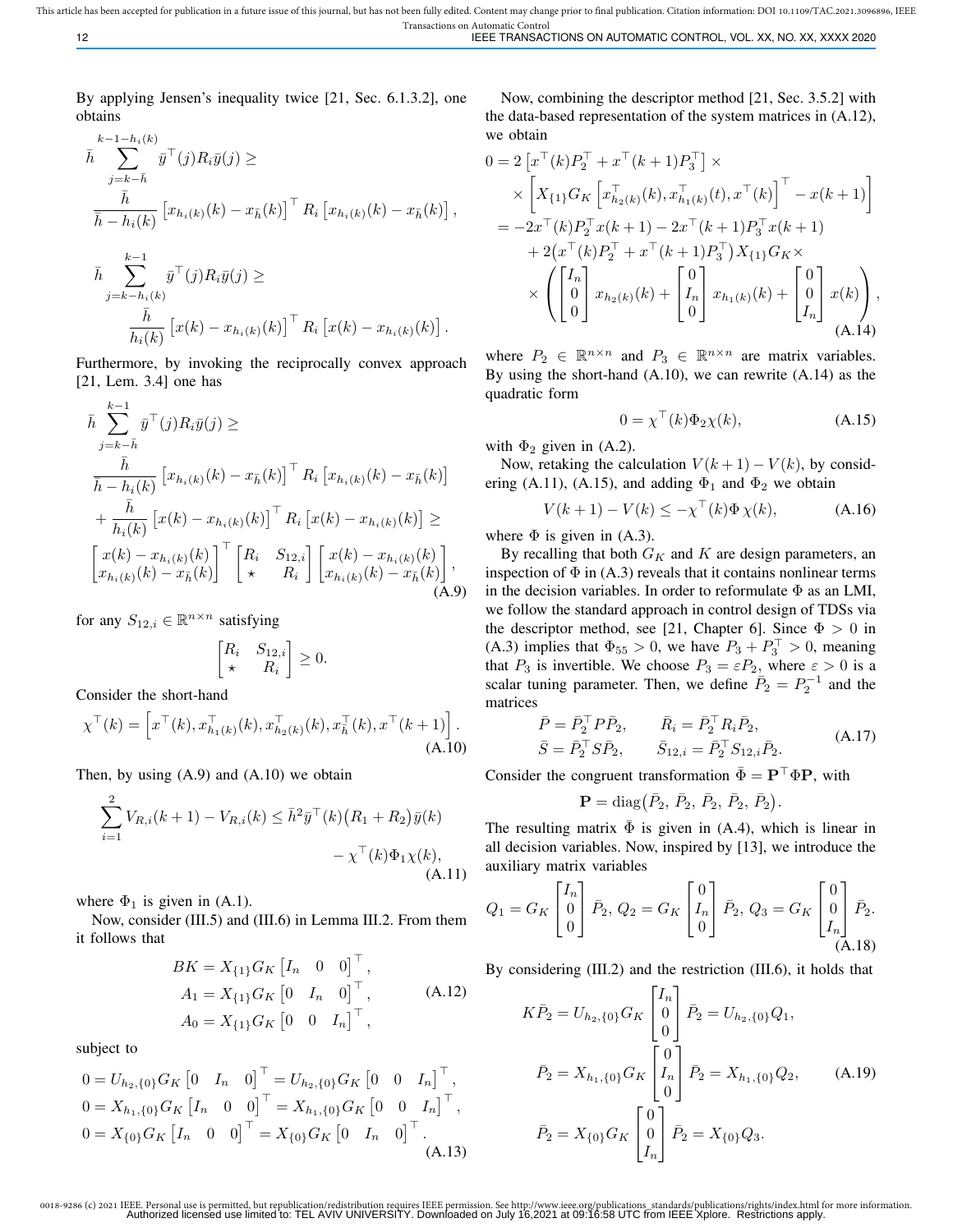By applying Jensen's inequality twice [21, Sec. 6.1.3.2], one obtains

$$\bar{h} \sum_{j=k-\bar{h}}^{k-1-h_i(k)} \bar{y}^\top(j) R_i \bar{y}(j) \geq \frac{\bar{h}}{\bar{h}-h_i(k)} \left[x_{h_i(k)}(k) - x_{\bar{h}}(k)\right]^\top R_i \left[x_{h_i(k)}(k) - x_{\bar{h}}(k)\right],$$

$$\bar{h} \sum_{j=k-h_i(k)}^{k-1} \bar{y}^\top(j) R_i \bar{y}(j) \geq \frac{\bar{h}}{h_i(k)} \left[x(k) - x_{h_i(k)}(k)\right]^\top R_i \left[x(k) - x_{h_i(k)}(k)\right].$$

Furthermore, by invoking the reciprocally convex approach [21, Lem. 3.4] one has

$$\begin{aligned}
\bar{h} \sum_{j=k-\bar{h}}^{k-1} \bar{y}^\top(j) R_i \bar{y}(j) \geq & \\
\frac{\bar{h}}{\bar{h}-h_i(k)} & \left[x_{h_i(k)}(k) - x_{\bar{h}}(k)\right]^\top R_i \left[x_{h_i(k)}(k) - x_{\bar{h}}(k)\right] \\
+ \frac{\bar{h}}{h_i(k)} & \left[x(k) - x_{h_i(k)}(k)\right]^\top R_i \left[x(k) - x_{h_i(k)}(k)\right] \geq \\
\begin{bmatrix} x(k) - x_{h_i(k)}(k) \\ x_{h_i(k)}(k) - x_{\bar{h}}(k) \end{bmatrix}^\top & \begin{bmatrix} R_i & S_{12,i} \\ \star & R_i \end{bmatrix} \begin{bmatrix} x(k) - x_{h_i(k)}(k) \\ x_{h_i(k)}(k) - x_{\bar{h}}(k) \end{bmatrix},
\end{aligned} \tag{A.9}$$

for any $S_{12,i} \in \mathbb{R}^{n\times n}$ satisfying

$$\begin{bmatrix} R_i & S_{12,i} \\ \star & R_i \end{bmatrix} \geq 0.$$

Consider the short-hand

$$\chi^\top(k) = \left[x^\top(k), x_{h_1(k)}^\top(k), x_{h_2(k)}^\top(k), x_{\bar{h}}^\top(k), x^\top(k+1)\right]. \tag{A.10}$$

Then, by using (A.9) and (A.10) we obtain

$$\sum_{i=1}^{2} V_{R,i}(k+1) - V_{R,i}(k) \leq \bar{h}^2 \bar{y}^\top(k)\big(R_1 + R_2\big)\bar{y}(k) - \chi^\top(k)\Phi_1\chi(k), \tag{A.11}$$

where $\Phi_1$ is given in (A.1).

Now, consider (III.5) and (III.6) in Lemma III.2. From them it follows that

$$\begin{aligned}
BK &= X_{\{1\}} G_K \begin{bmatrix} I_n & 0 & 0 \end{bmatrix}^\top, \\
A_1 &= X_{\{1\}} G_K \begin{bmatrix} 0 & I_n & 0 \end{bmatrix}^\top, \\
A_0 &= X_{\{1\}} G_K \begin{bmatrix} 0 & 0 & I_n \end{bmatrix}^\top,
\end{aligned} \tag{A.12}$$

subject to

$$\begin{aligned}
0 &= U_{h_2,\{0\}} G_K \begin{bmatrix} 0 & I_n & 0 \end{bmatrix}^\top = U_{h_2,\{0\}} G_K \begin{bmatrix} 0 & 0 & I_n \end{bmatrix}^\top, \\
0 &= X_{h_1,\{0\}} G_K \begin{bmatrix} I_n & 0 & 0 \end{bmatrix}^\top = X_{h_1,\{0\}} G_K \begin{bmatrix} 0 & 0 & I_n \end{bmatrix}^\top, \\
0 &= X_{\{0\}} G_K \begin{bmatrix} I_n & 0 & 0 \end{bmatrix}^\top = X_{\{0\}} G_K \begin{bmatrix} 0 & I_n & 0 \end{bmatrix}^\top.
\end{aligned} \tag{A.13}$$

Now, combining the descriptor method [21, Sec. 3.5.2] with the data-based representation of the system matrices in (A.12), we obtain

$$\begin{aligned}
0 &= 2\left[x^\top(k)P_2^\top + x^\top(k+1)P_3^\top\right] \times \\
&\quad \times \left[X_{\{1\}} G_K \left[x_{h_2(k)}^\top(k), x_{h_1(k)}^\top(t), x^\top(k)\right]^\top - x(k+1)\right] \\
&= -2x^\top(k)P_2^\top x(k+1) - 2x^\top(k+1)P_3^\top x(k+1) \\
&\quad + 2\big(x^\top(k)P_2^\top + x^\top(k+1)P_3^\top\big) X_{\{1\}} G_K \times \\
&\quad \times \left(\begin{bmatrix} I_n \\ 0 \\ 0 \end{bmatrix} x_{h_2(k)}(k) + \begin{bmatrix} 0 \\ I_n \\ 0 \end{bmatrix} x_{h_1(k)}(k) + \begin{bmatrix} 0 \\ 0 \\ I_n \end{bmatrix} x(k)\right),
\end{aligned} \tag{A.14}$$

where $P_2 \in \mathbb{R}^{n\times n}$ and $P_3 \in \mathbb{R}^{n\times n}$ are matrix variables. By using the short-hand (A.10), we can rewrite (A.14) as the quadratic form

$$0 = \chi^\top(k)\Phi_2\chi(k), \tag{A.15}$$

with $\Phi_2$ given in (A.2).

Now, retaking the calculation $V(k+1) - V(k)$, by considering (A.11), (A.15), and adding $\Phi_1$ and $\Phi_2$ we obtain

$$V(k+1) - V(k) \leq -\chi^\top(k)\Phi\,\chi(k), \tag{A.16}$$

where $\Phi$ is given in (A.3).

By recalling that both $G_K$ and $K$ are design parameters, an inspection of $\Phi$ in (A.3) reveals that it contains nonlinear terms in the decision variables. In order to reformulate $\Phi$ as an LMI, we follow the standard approach in control design of TDSs via the descriptor method, see [21, Chapter 6]. Since $\Phi > 0$ in (A.3) implies that $\Phi_{55} > 0$, we have $P_3 + P_3^\top > 0$, meaning that $P_3$ is invertible. We choose $P_3 = \varepsilon P_2$, where $\varepsilon > 0$ is a scalar tuning parameter. Then, we define $\bar{P}_2 = P_2^{-1}$ and the matrices

$$\begin{aligned}
\bar{P} &= \bar{P}_2^\top P \bar{P}_2, & \bar{R}_i &= \bar{P}_2^\top R_i \bar{P}_2, \\
\bar{S} &= \bar{P}_2^\top S \bar{P}_2, & \bar{S}_{12,i} &= \bar{P}_2^\top S_{12,i} \bar{P}_2.
\end{aligned} \tag{A.17}$$

Consider the congruent transformation $\bar{\Phi} = \mathbf{P}^\top \Phi \mathbf{P}$, with

$$\mathbf{P} = \mathrm{diag}\big(\bar{P}_2,\ \bar{P}_2,\ \bar{P}_2,\ \bar{P}_2,\ \bar{P}_2\big).$$

The resulting matrix $\bar{\Phi}$ is given in (A.4), which is linear in all decision variables. Now, inspired by [13], we introduce the auxiliary matrix variables

$$Q_1 = G_K \begin{bmatrix} I_n \\ 0 \\ 0 \end{bmatrix} \bar{P}_2,\ Q_2 = G_K \begin{bmatrix} 0 \\ I_n \\ 0 \end{bmatrix} \bar{P}_2,\ Q_3 = G_K \begin{bmatrix} 0 \\ 0 \\ I_n \end{bmatrix} \bar{P}_2. \tag{A.18}$$

By considering (III.2) and the restriction (III.6), it holds that

$$\begin{aligned}
K\bar{P}_2 &= U_{h_2,\{0\}} G_K \begin{bmatrix} I_n \\ 0 \\ 0 \end{bmatrix} \bar{P}_2 = U_{h_2,\{0\}} Q_1, \\
\bar{P}_2 &= X_{h_1,\{0\}} G_K \begin{bmatrix} 0 \\ I_n \\ 0 \end{bmatrix} \bar{P}_2 = X_{h_1,\{0\}} Q_2, \\
\bar{P}_2 &= X_{\{0\}} G_K \begin{bmatrix} 0 \\ 0 \\ I_n \end{bmatrix} \bar{P}_2 = X_{\{0\}} Q_3.
\end{aligned} \tag{A.19}$$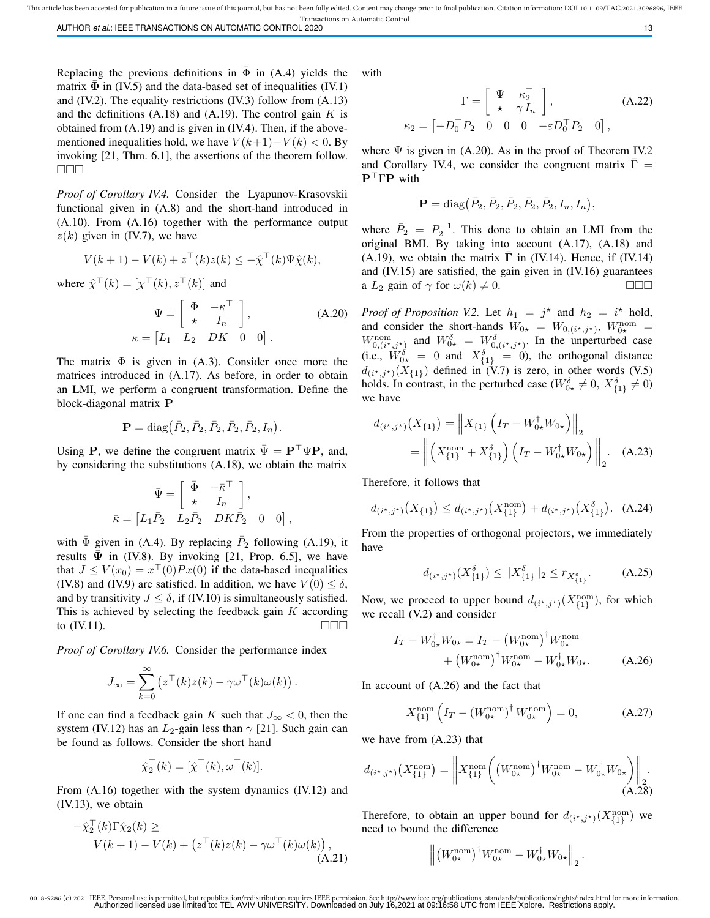Replacing the previous definitions in $\bar{\Phi}$ in (A.4) yields the matrix $\bar{\mathbf{\Phi}}$ in (IV.5) and the data-based set of inequalities (IV.1) and (IV.2). The equality restrictions (IV.3) follow from (A.13) and the definitions (A.18) and (A.19). The control gain $K$ is obtained from (A.19) and is given in (IV.4). Then, if the above-mentioned inequalities hold, we have $V(k+1)-V(k)<0$. By invoking [21, Thm. 6.1], the assertions of the theorem follow. □□□

*Proof of Corollary IV.4.* Consider the Lyapunov-Krasovskii functional given in (A.8) and the short-hand introduced in (A.10). From (A.16) together with the performance output $z(k)$ given in (IV.7), we have

$$V(k+1) - V(k) + z^\top(k)z(k) \leq -\hat{\chi}^\top(k)\Psi\hat{\chi}(k),$$

where $\hat{\chi}^\top(k) = [\chi^\top(k), z^\top(k)]$ and

$$\Psi = \begin{bmatrix} \Phi & -\kappa^\top \\ \star & I_n \end{bmatrix}, \qquad \text{(A.20)}$$
$$\kappa = \begin{bmatrix} L_1 & L_2 & DK & 0 & 0 \end{bmatrix}.$$

The matrix $\Phi$ is given in (A.3). Consider once more the matrices introduced in (A.17). As before, in order to obtain an LMI, we perform a congruent transformation. Define the block-diagonal matrix $\mathbf{P}$

$$\mathbf{P} = \operatorname{diag}\big(\bar{P}_2, \bar{P}_2, \bar{P}_2, \bar{P}_2, \bar{P}_2, I_n\big).$$

Using $\mathbf{P}$, we define the congruent matrix $\bar{\Psi} = \mathbf{P}^\top\Psi\mathbf{P}$, and, by considering the substitutions (A.18), we obtain the matrix

$$\bar{\Psi} = \begin{bmatrix} \bar{\Phi} & -\bar{\kappa}^\top \\ \star & I_n \end{bmatrix},$$
$$\bar{\kappa} = \begin{bmatrix} L_1\bar{P}_2 & L_2\bar{P}_2 & DK\bar{P}_2 & 0 & 0 \end{bmatrix},$$

with $\bar{\Phi}$ given in (A.4). By replacing $\bar{P}_2$ following (A.19), it results $\bar{\mathbf{\Psi}}$ in (IV.8). By invoking [21, Prop. 6.5], we have that $J \leq V(x_0) = x^\top(0)Px(0)$ if the data-based inequalities (IV.8) and (IV.9) are satisfied. In addition, we have $V(0) \leq \delta$, and by transitivity $J \leq \delta$, if (IV.10) is simultaneously satisfied. This is achieved by selecting the feedback gain $K$ according to (IV.11). □□□

*Proof of Corollary IV.6.* Consider the performance index

$$J_\infty = \sum_{k=0}^{\infty}\left(z^\top(k)z(k) - \gamma\omega^\top(k)\omega(k)\right).$$

If one can find a feedback gain $K$ such that $J_\infty < 0$, then the system (IV.12) has an $L_2$-gain less than $\gamma$ [21]. Such gain can be found as follows. Consider the short hand

$$\hat{\chi}_2^\top(k) = [\hat{\chi}^\top(k), \omega^\top(k)].$$

From (A.16) together with the system dynamics (IV.12) and (IV.13), we obtain

$$-\hat{\chi}_2^\top(k)\Gamma\hat{\chi}_2(k) \geq V(k+1) - V(k) + \left(z^\top(k)z(k) - \gamma\omega^\top(k)\omega(k)\right), \qquad \text{(A.21)}$$

with

$$\Gamma = \begin{bmatrix} \Psi & \kappa_2^\top \\ \star & \gamma I_n \end{bmatrix}, \qquad \text{(A.22)}$$
$$\kappa_2 = \begin{bmatrix} -D_0^\top P_2 & 0 & 0 & 0 & -\varepsilon D_0^\top P_2 & 0 \end{bmatrix},$$

where $\Psi$ is given in (A.20). As in the proof of Theorem IV.2 and Corollary IV.4, we consider the congruent matrix $\bar{\Gamma} = \mathbf{P}^\top\Gamma\mathbf{P}$ with

$$\mathbf{P} = \operatorname{diag}\big(\bar{P}_2, \bar{P}_2, \bar{P}_2, \bar{P}_2, \bar{P}_2, I_n, I_n\big),$$

where $\bar{P}_2 = P_2^{-1}$. This done to obtain an LMI from the original BMI. By taking into account (A.17), (A.18) and (A.19), we obtain the matrix $\bar{\mathbf{\Gamma}}$ in (IV.14). Hence, if (IV.14) and (IV.15) are satisfied, the gain given in (IV.16) guarantees a $L_2$ gain of $\gamma$ for $\omega(k) \neq 0$. □□□

*Proof of Proposition V.2.* Let $h_1 = j^\star$ and $h_2 = i^\star$ hold, and consider the short-hands $W_{0\star} = W_{0,(i^\star,j^\star)}$, $W_{0\star}^{\text{nom}} = W_{0,(i^\star,j^\star)}^{\text{nom}}$ and $W_{0\star}^{\delta} = W_{0,(i^\star,j^\star)}^{\delta}$. In the unperturbed case (i.e., $W_{0\star}^{\delta} = 0$ and $X_{\{1\}}^{\delta} = 0$), the orthogonal distance $d_{(i^\star,j^\star)}(X_{\{1\}})$ defined in (V.7) is zero, in other words (V.5) holds. In contrast, in the perturbed case ($W_{0\star}^{\delta} \neq 0$, $X_{\{1\}}^{\delta} \neq 0$) we have

$$\begin{aligned} d_{(i^\star,j^\star)}\big(X_{\{1\}}\big) &= \left\| X_{\{1\}}\left(I_T - W_{0\star}^{\dagger}W_{0\star}\right)\right\|_2 \\ &= \left\| \left(X_{\{1\}}^{\text{nom}} + X_{\{1\}}^{\delta}\right)\left(I_T - W_{0\star}^{\dagger}W_{0\star}\right)\right\|_2. \end{aligned} \qquad \text{(A.23)}$$

Therefore, it follows that

$$d_{(i^\star,j^\star)}\big(X_{\{1\}}\big) \leq d_{(i^\star,j^\star)}\big(X_{\{1\}}^{\text{nom}}\big) + d_{(i^\star,j^\star)}\big(X_{\{1\}}^{\delta}\big). \qquad \text{(A.24)}$$

From the properties of orthogonal projectors, we immediately have

$$d_{(i^\star,j^\star)}(X_{\{1\}}^{\delta}) \leq \|X_{\{1\}}^{\delta}\|_2 \leq r_{X_{\{1\}}^{\delta}}. \qquad \text{(A.25)}$$

Now, we proceed to upper bound $d_{(i^\star,j^\star)}(X_{\{1\}}^{\text{nom}})$, for which we recall (V.2) and consider

$$\begin{aligned} I_T - W_{0\star}^{\dagger}W_{0\star} = I_T &- \big(W_{0\star}^{\text{nom}}\big)^{\dagger}W_{0\star}^{\text{nom}} \\ &+ \big(W_{0\star}^{\text{nom}}\big)^{\dagger}W_{0\star}^{\text{nom}} - W_{0\star}^{\dagger}W_{0\star}. \end{aligned} \qquad \text{(A.26)}$$

In account of (A.26) and the fact that

$$X_{\{1\}}^{\text{nom}}\left(I_T - \big(W_{0\star}^{\text{nom}}\big)^{\dagger}W_{0\star}^{\text{nom}}\right) = 0, \qquad \text{(A.27)}$$

we have from (A.23) that

$$d_{(i^\star,j^\star)}\big(X_{\{1\}}^{\text{nom}}\big) = \left\| X_{\{1\}}^{\text{nom}}\left(\big(W_{0\star}^{\text{nom}}\big)^{\dagger}W_{0\star}^{\text{nom}} - W_{0\star}^{\dagger}W_{0\star}\right)\right\|_2. \qquad \text{(A.28)}$$

Therefore, to obtain an upper bound for $d_{(i^\star,j^\star)}(X_{\{1\}}^{\text{nom}})$ we need to bound the difference

$$\left\|\big(W_{0\star}^{\text{nom}}\big)^{\dagger}W_{0\star}^{\text{nom}} - W_{0\star}^{\dagger}W_{0\star}\right\|_2.$$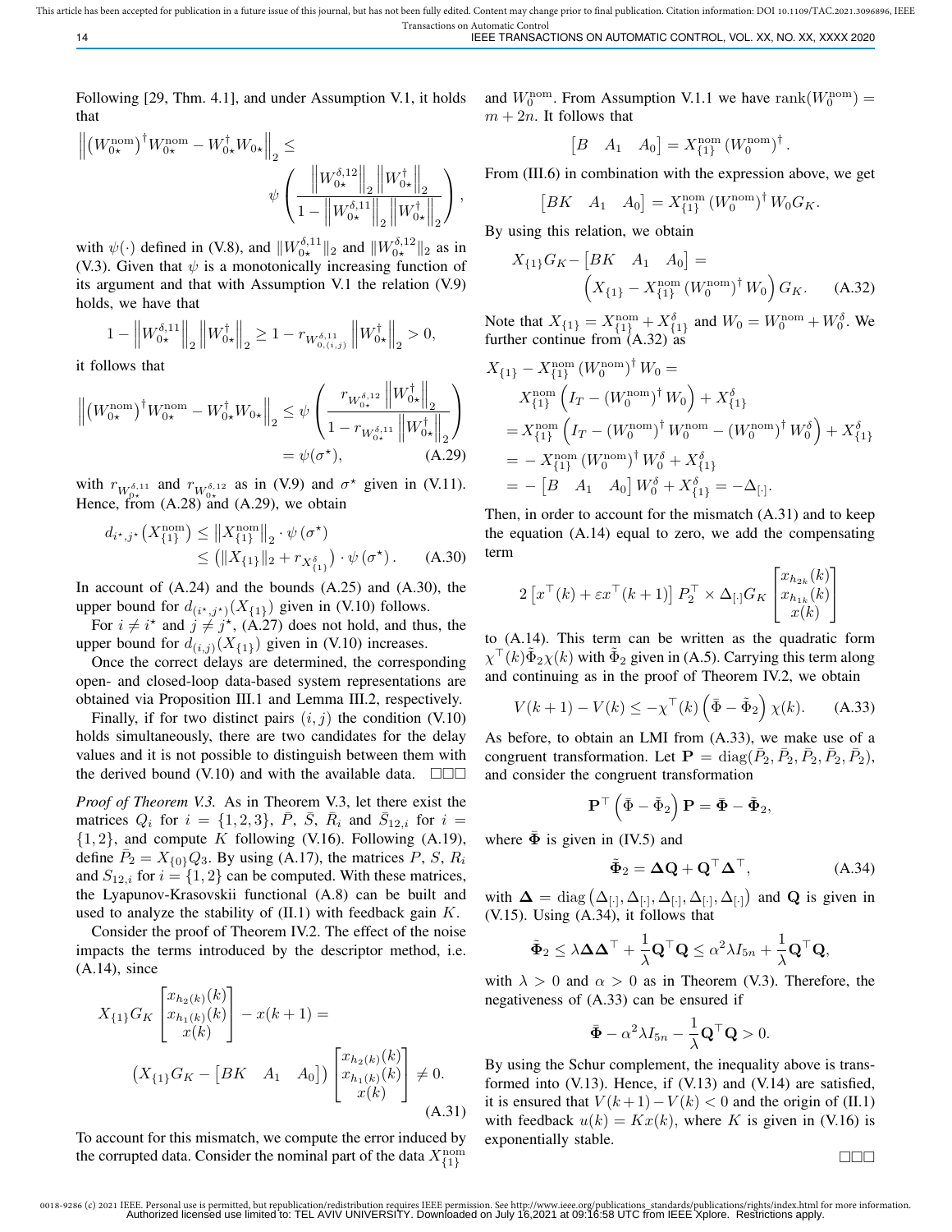Following [29, Thm. 4.1], and under Assumption V.1, it holds that

$$\left\|\left(W_{0\star}^{\text{nom}}\right)^{\dagger} W_{0\star}^{\text{nom}} - W_{0\star}^{\dagger} W_{0\star}\right\|_2 \leq \psi\left(\frac{\left\|W_{0\star}^{\delta,12}\right\|_2 \left\|W_{0\star}^{\dagger}\right\|_2}{1-\left\|W_{0\star}^{\delta,11}\right\|_2 \left\|W_{0\star}^{\dagger}\right\|_2}\right),$$

with $\psi(\cdot)$ defined in (V.8), and $\|W_{0\star}^{\delta,11}\|_2$ and $\|W_{0\star}^{\delta,12}\|_2$ as in (V.3). Given that $\psi$ is a monotonically increasing function of its argument and that with Assumption V.1 the relation (V.9) holds, we have that

$$1-\left\|W_{0\star}^{\delta,11}\right\|_2 \left\|W_{0\star}^{\dagger}\right\|_2 \geq 1 - r_{W_{0,(i,j)}^{\delta,11}} \left\|W_{0\star}^{\dagger}\right\|_2 > 0,$$

it follows that

$$\left\|\left(W_{0\star}^{\text{nom}}\right)^{\dagger} W_{0\star}^{\text{nom}} - W_{0\star}^{\dagger} W_{0\star}\right\|_2 \leq \psi\left(\frac{r_{W_{0\star}^{\delta,12}} \left\|W_{0\star}^{\dagger}\right\|_2}{1-r_{W_{0\star}^{\delta,11}} \left\|W_{0\star}^{\dagger}\right\|_2}\right) = \psi(\sigma^\star), \tag{A.29}$$

with $r_{W_{0\star}^{\delta,11}}$ and $r_{W_{0\star}^{\delta,12}}$ as in (V.9) and $\sigma^\star$ given in (V.11). Hence, from (A.28) and (A.29), we obtain

$$\begin{aligned} d_{i^\star,j^\star}\left(X_{\{1\}}^{\text{nom}}\right) &\leq \left\|X_{\{1\}}^{\text{nom}}\right\|_2 \cdot \psi\left(\sigma^\star\right) \\ &\leq \left(\|X_{\{1\}}\|_2 + r_{X_{\{1\}}^{\delta}}\right) \cdot \psi\left(\sigma^\star\right). \end{aligned} \tag{A.30}$$

In account of (A.24) and the bounds (A.25) and (A.30), the upper bound for $d_{(i^\star,j^\star)}(X_{\{1\}})$ given in (V.10) follows.

For $i \neq i^\star$ and $j \neq j^\star$, (A.27) does not hold, and thus, the upper bound for $d_{(i,j)}(X_{\{1\}})$ given in (V.10) increases.

Once the correct delays are determined, the corresponding open- and closed-loop data-based system representations are obtained via Proposition III.1 and Lemma III.2, respectively.

Finally, if for two distinct pairs $(i,j)$ the condition (V.10) holds simultaneously, there are two candidates for the delay values and it is not possible to distinguish between them with the derived bound (V.10) and with the available data. □□□

*Proof of Theorem V.3.* As in Theorem V.3, let there exist the matrices $Q_i$ for $i = \{1,2,3\}$, $\bar{P}$, $\bar{S}$, $\bar{R}_i$ and $\bar{S}_{12,i}$ for $i = \{1,2\}$, and compute $K$ following (V.16). Following (A.19), define $\bar{P}_2 = X_{\{0\}}Q_3$. By using (A.17), the matrices $P$, $S$, $R_i$ and $S_{12,i}$ for $i=\{1,2\}$ can be computed. With these matrices, the Lyapunov-Krasovskii functional (A.8) can be built and used to analyze the stability of (II.1) with feedback gain $K$.

Consider the proof of Theorem IV.2. The effect of the noise impacts the terms introduced by the descriptor method, i.e. (A.14), since

$$\begin{aligned} X_{\{1\}} G_K \begin{bmatrix} x_{h_2(k)}(k) \\ x_{h_1(k)}(k) \\ x(k) \end{bmatrix} - x(k+1) &= \\ \left(X_{\{1\}} G_K - \begin{bmatrix} BK & A_1 & A_0 \end{bmatrix}\right) &\begin{bmatrix} x_{h_2(k)}(k) \\ x_{h_1(k)}(k) \\ x(k) \end{bmatrix} \neq 0. \end{aligned} \tag{A.31}$$

To account for this mismatch, we compute the error induced by the corrupted data. Consider the nominal part of the data $X_{\{1\}}^{\text{nom}}$ and $W_0^{\text{nom}}$. From Assumption V.1.1 we have $\text{rank}(W_0^{\text{nom}}) = m+2n$. It follows that

$$\begin{bmatrix} B & A_1 & A_0 \end{bmatrix} = X_{\{1\}}^{\text{nom}} \left(W_0^{\text{nom}}\right)^{\dagger}.$$

From (III.6) in combination with the expression above, we get

$$\begin{bmatrix} BK & A_1 & A_0 \end{bmatrix} = X_{\{1\}}^{\text{nom}} \left(W_0^{\text{nom}}\right)^{\dagger} W_0 G_K.$$

By using this relation, we obtain

$$X_{\{1\}} G_K - \begin{bmatrix} BK & A_1 & A_0 \end{bmatrix} = \left(X_{\{1\}} - X_{\{1\}}^{\text{nom}} \left(W_0^{\text{nom}}\right)^{\dagger} W_0\right) G_K. \tag{A.32}$$

Note that $X_{\{1\}} = X_{\{1\}}^{\text{nom}} + X_{\{1\}}^{\delta}$ and $W_0 = W_0^{\text{nom}} + W_0^{\delta}$. We further continue from (A.32) as

$$\begin{aligned} X_{\{1\}} - X_{\{1\}}^{\text{nom}} \left(W_0^{\text{nom}}\right)^{\dagger} W_0 &= \\ X_{\{1\}}^{\text{nom}} &\left(I_T - \left(W_0^{\text{nom}}\right)^{\dagger} W_0\right) + X_{\{1\}}^{\delta} \\ &= X_{\{1\}}^{\text{nom}} \left(I_T - \left(W_0^{\text{nom}}\right)^{\dagger} W_0^{\text{nom}} - \left(W_0^{\text{nom}}\right)^{\dagger} W_0^{\delta}\right) + X_{\{1\}}^{\delta} \\ &= -X_{\{1\}}^{\text{nom}} \left(W_0^{\text{nom}}\right)^{\dagger} W_0^{\delta} + X_{\{1\}}^{\delta} \\ &= -\begin{bmatrix} B & A_1 & A_0 \end{bmatrix} W_0^{\delta} + X_{\{1\}}^{\delta} = -\Delta_{[\cdot]}. \end{aligned}$$

Then, in order to account for the mismatch (A.31) and to keep the equation (A.14) equal to zero, we add the compensating term

$$2\left[x^\top(k) + \varepsilon x^\top(k+1)\right] P_2^\top \times \Delta_{[\cdot]} G_K \begin{bmatrix} x_{h_{2k}}(k) \\ x_{h_{1k}}(k) \\ x(k) \end{bmatrix}$$

to (A.14). This term can be written as the quadratic form $\chi^\top(k)\tilde{\Phi}_2\chi(k)$ with $\tilde{\Phi}_2$ given in (A.5). Carrying this term along and continuing as in the proof of Theorem IV.2, we obtain

$$V(k+1) - V(k) \leq -\chi^\top(k)\left(\bar{\Phi} - \tilde{\Phi}_2\right)\chi(k). \tag{A.33}$$

As before, to obtain an LMI from (A.33), we make use of a congruent transformation. Let $\mathbf{P} = \text{diag}(\bar{P}_2, \bar{P}_2, \bar{P}_2, \bar{P}_2, \bar{P}_2)$, and consider the congruent transformation

$$\mathbf{P}^\top\left(\bar{\Phi} - \tilde{\Phi}_2\right)\mathbf{P} = \bar{\mathbf{\Phi}} - \tilde{\mathbf{\Phi}}_2,$$

where $\bar{\mathbf{\Phi}}$ is given in (IV.5) and

$$\tilde{\mathbf{\Phi}}_2 = \mathbf{\Delta}\mathbf{Q} + \mathbf{Q}^\top\mathbf{\Delta}^\top, \tag{A.34}$$

with $\mathbf{\Delta} = \text{diag}\left(\Delta_{[\cdot]}, \Delta_{[\cdot]}, \Delta_{[\cdot]}, \Delta_{[\cdot]}, \Delta_{[\cdot]}\right)$ and $\mathbf{Q}$ is given in (V.15). Using (A.34), it follows that

$$\tilde{\mathbf{\Phi}}_2 \leq \lambda\mathbf{\Delta}\mathbf{\Delta}^\top + \frac{1}{\lambda}\mathbf{Q}^\top\mathbf{Q} \leq \alpha^2\lambda I_{5n} + \frac{1}{\lambda}\mathbf{Q}^\top\mathbf{Q},$$

with $\lambda > 0$ and $\alpha > 0$ as in Theorem (V.3). Therefore, the negativeness of (A.33) can be ensured if

$$\bar{\mathbf{\Phi}} - \alpha^2\lambda I_{5n} - \frac{1}{\lambda}\mathbf{Q}^\top\mathbf{Q} > 0.$$

By using the Schur complement, the inequality above is transformed into (V.13). Hence, if (V.13) and (V.14) are satisfied, it is ensured that $V(k+1) - V(k) < 0$ and the origin of (II.1) with feedback $u(k) = Kx(k)$, where $K$ is given in (V.16) is exponentially stable.

□□□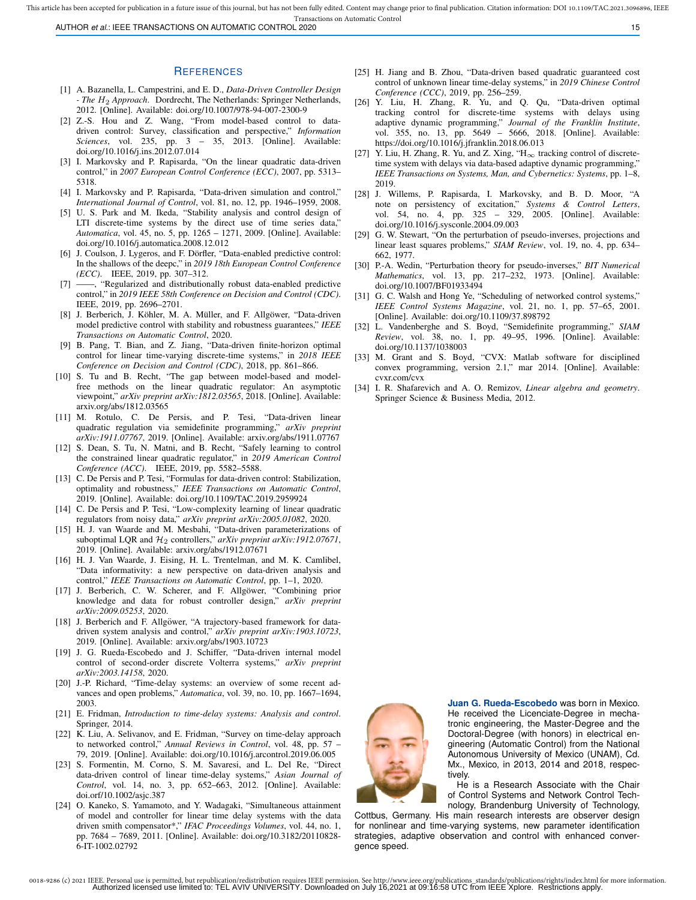## References

[1] A. Bazanella, L. Campestrini, and E. D., *Data-Driven Controller Design - The $H_2$ Approach*. Dordrecht, The Netherlands: Springer Netherlands, 2012. [Online]. Available: doi.org/10.1007/978-94-007-2300-9

[2] Z.-S. Hou and Z. Wang, "From model-based control to data-driven control: Survey, classification and perspective," *Information Sciences*, vol. 235, pp. 3 – 35, 2013. [Online]. Available: doi.org/10.1016/j.ins.2012.07.014

[3] I. Markovsky and P. Rapisarda, "On the linear quadratic data-driven control," in *2007 European Control Conference (ECC)*, 2007, pp. 5313–5318.

[4] I. Markovsky and P. Rapisarda, "Data-driven simulation and control," *International Journal of Control*, vol. 81, no. 12, pp. 1946–1959, 2008.

[5] U. S. Park and M. Ikeda, "Stability analysis and control design of LTI discrete-time systems by the direct use of time series data," *Automatica*, vol. 45, no. 5, pp. 1265 – 1271, 2009. [Online]. Available: doi.org/10.1016/j.automatica.2008.12.012

[6] J. Coulson, J. Lygeros, and F. Dörfler, "Data-enabled predictive control: In the shallows of the deepc," in *2019 18th European Control Conference (ECC)*. IEEE, 2019, pp. 307–312.

[7] ——, "Regularized and distributionally robust data-enabled predictive control," in *2019 IEEE 58th Conference on Decision and Control (CDC)*. IEEE, 2019, pp. 2696–2701.

[8] J. Berberich, J. Köhler, M. A. Müller, and F. Allgöwer, "Data-driven model predictive control with stability and robustness guarantees," *IEEE Transactions on Automatic Control*, 2020.

[9] B. Pang, T. Bian, and Z. Jiang, "Data-driven finite-horizon optimal control for linear time-varying discrete-time systems," in *2018 IEEE Conference on Decision and Control (CDC)*, 2018, pp. 861–866.

[10] S. Tu and B. Recht, "The gap between model-based and model-free methods on the linear quadratic regulator: An asymptotic viewpoint," *arXiv preprint arXiv:1812.03565*, 2018. [Online]. Available: arxiv.org/abs/1812.03565

[11] M. Rotulo, C. De Persis, and P. Tesi, "Data-driven linear quadratic regulation via semidefinite programming," *arXiv preprint arXiv:1911.07767*, 2019. [Online]. Available: arxiv.org/abs/1911.07767

[12] S. Dean, S. Tu, N. Matni, and B. Recht, "Safely learning to control the constrained linear quadratic regulator," in *2019 American Control Conference (ACC)*. IEEE, 2019, pp. 5582–5588.

[13] C. De Persis and P. Tesi, "Formulas for data-driven control: Stabilization, optimality and robustness," *IEEE Transactions on Automatic Control*, 2019. [Online]. Available: doi.org/10.1109/TAC.2019.2959924

[14] C. De Persis and P. Tesi, "Low-complexity learning of linear quadratic regulators from noisy data," *arXiv preprint arXiv:2005.01082*, 2020.

[15] H. J. van Waarde and M. Mesbahi, "Data-driven parameterizations of suboptimal LQR and $\mathcal{H}_2$ controllers," *arXiv preprint arXiv:1912.07671*, 2019. [Online]. Available: arxiv.org/abs/1912.07671

[16] H. J. Van Waarde, J. Eising, H. L. Trentelman, and M. K. Camlibel, "Data informativity: a new perspective on data-driven analysis and control," *IEEE Transactions on Automatic Control*, pp. 1–1, 2020.

[17] J. Berberich, C. W. Scherer, and F. Allgöwer, "Combining prior knowledge and data for robust controller design," *arXiv preprint arXiv:2009.05253*, 2020.

[18] J. Berberich and F. Allgöwer, "A trajectory-based framework for data-driven system analysis and control," *arXiv preprint arXiv:1903.10723*, 2019. [Online]. Available: arxiv.org/abs/1903.10723

[19] J. G. Rueda-Escobedo and J. Schiffer, "Data-driven internal model control of second-order discrete Volterra systems," *arXiv preprint arXiv:2003.14158*, 2020.

[20] J.-P. Richard, "Time-delay systems: an overview of some recent advances and open problems," *Automatica*, vol. 39, no. 10, pp. 1667–1694, 2003.

[21] E. Fridman, *Introduction to time-delay systems: Analysis and control*. Springer, 2014.

[22] K. Liu, A. Selivanov, and E. Fridman, "Survey on time-delay approach to networked control," *Annual Reviews in Control*, vol. 48, pp. 57 – 79, 2019. [Online]. Available: doi.org/10.1016/j.arcontrol.2019.06.005

[23] S. Formentin, M. Corno, S. M. Savaresi, and L. Del Re, "Direct data-driven control of linear time-delay systems," *Asian Journal of Control*, vol. 14, no. 3, pp. 652–663, 2012. [Online]. Available: doi.orf/10.1002/asjc.387

[24] O. Kaneko, S. Yamamoto, and Y. Wadagaki, "Simultaneous attainment of model and controller for linear time delay systems with the data driven smith compensator*," *IFAC Proceedings Volumes*, vol. 44, no. 1, pp. 7684 – 7689, 2011. [Online]. Available: doi.org/10.3182/20110828-6-IT-1002.02792

[25] H. Jiang and B. Zhou, "Data-driven based quadratic guaranteed cost control of unknown linear time-delay systems," in *2019 Chinese Control Conference (CCC)*, 2019, pp. 256–259.

[26] Y. Liu, H. Zhang, R. Yu, and Q. Qu, "Data-driven optimal tracking control for discrete-time systems with delays using adaptive dynamic programming," *Journal of the Franklin Institute*, vol. 355, no. 13, pp. 5649 – 5666, 2018. [Online]. Available: https://doi.org/10.1016/j.jfranklin.2018.06.013

[27] Y. Liu, H. Zhang, R. Yu, and Z. Xing, "$\mathrm{H}_\infty$ tracking control of discrete-time system with delays via data-based adaptive dynamic programming," *IEEE Transactions on Systems, Man, and Cybernetics: Systems*, pp. 1–8, 2019.

[28] J. Willems, P. Rapisarda, I. Markovsky, and B. D. Moor, "A note on persistency of excitation," *Systems & Control Letters*, vol. 54, no. 4, pp. 325 – 329, 2005. [Online]. Available: doi.org/10.1016/j.sysconle.2004.09.003

[29] G. W. Stewart, "On the perturbation of pseudo-inverses, projections and linear least squares problems," *SIAM Review*, vol. 19, no. 4, pp. 634–662, 1977.

[30] P.-A. Wedin, "Perturbation theory for pseudo-inverses," *BIT Numerical Mathematics*, vol. 13, pp. 217–232, 1973. [Online]. Available: doi.org/10.1007/BF01933494

[31] G. C. Walsh and Hong Ye, "Scheduling of networked control systems," *IEEE Control Systems Magazine*, vol. 21, no. 1, pp. 57–65, 2001. [Online]. Available: doi.org/10.1109/37.898792

[32] L. Vandenberghe and S. Boyd, "Semidefinite programming," *SIAM Review*, vol. 38, no. 1, pp. 49–95, 1996. [Online]. Available: doi.org/10.1137/1038003

[33] M. Grant and S. Boyd, "CVX: Matlab software for disciplined convex programming, version 2.1," mar 2014. [Online]. Available: cvxr.com/cvx

[34] I. R. Shafarevich and A. O. Remizov, *Linear algebra and geometry*. Springer Science & Business Media, 2012.

**Juan G. Rueda-Escobedo** was born in Mexico. He received the Licenciate-Degree in mechatronic engineering, the Master-Degree and the Doctoral-Degree (with honors) in electrical engineering (Automatic Control) from the National Autonomous University of Mexico (UNAM), Cd. Mx., Mexico, in 2013, 2014 and 2018, respectively.

He is a Research Associate with the Chair of Control Systems and Network Control Technology, Brandenburg University of Technology, Cottbus, Germany. His main research interests are observer design for nonlinear and time-varying systems, new parameter identification strategies, adaptive observation and control with enhanced convergence speed.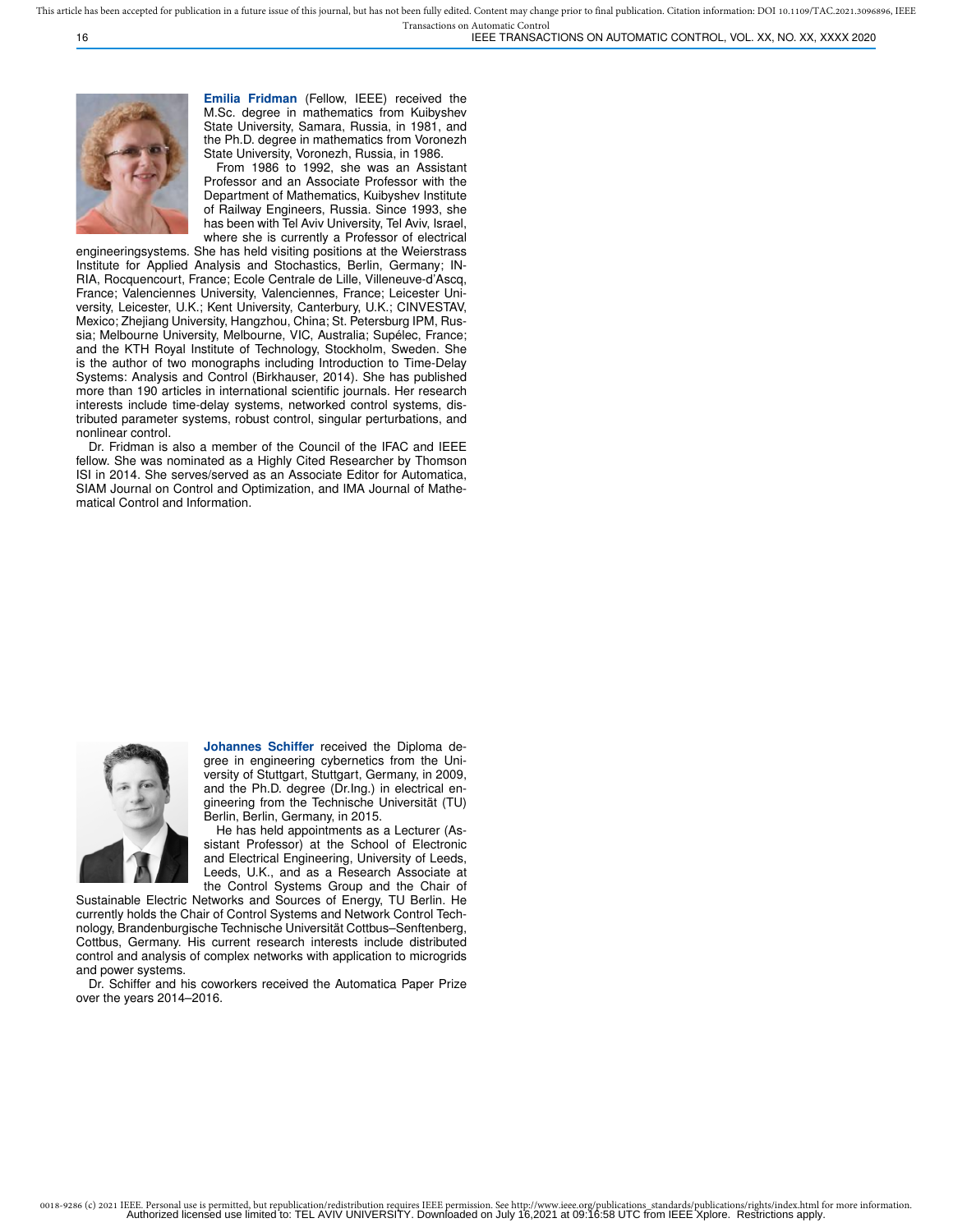**Emilia Fridman** (Fellow, IEEE) received the M.Sc. degree in mathematics from Kuibyshev State University, Samara, Russia, in 1981, and the Ph.D. degree in mathematics from Voronezh State University, Voronezh, Russia, in 1986.

From 1986 to 1992, she was an Assistant Professor and an Associate Professor with the Department of Mathematics, Kuibyshev Institute of Railway Engineers, Russia. Since 1993, she has been with Tel Aviv University, Tel Aviv, Israel, where she is currently a Professor of electrical engineeringsystems. She has held visiting positions at the Weierstrass Institute for Applied Analysis and Stochastics, Berlin, Germany; INRIA, Rocquencourt, France; Ecole Centrale de Lille, Villeneuve-d'Ascq, France; Valenciennes University, Valenciennes, France; Leicester University, Leicester, U.K.; Kent University, Canterbury, U.K.; CINVESTAV, Mexico; Zhejiang University, Hangzhou, China; St. Petersburg IPM, Russia; Melbourne University, Melbourne, VIC, Australia; Supélec, France; and the KTH Royal Institute of Technology, Stockholm, Sweden. She is the author of two monographs including Introduction to Time-Delay Systems: Analysis and Control (Birkhauser, 2014). She has published more than 190 articles in international scientific journals. Her research interests include time-delay systems, networked control systems, distributed parameter systems, robust control, singular perturbations, and nonlinear control.

Dr. Fridman is also a member of the Council of the IFAC and IEEE fellow. She was nominated as a Highly Cited Researcher by Thomson ISI in 2014. She serves/served as an Associate Editor for Automatica, SIAM Journal on Control and Optimization, and IMA Journal of Mathematical Control and Information.

**Johannes Schiffer** received the Diploma degree in engineering cybernetics from the University of Stuttgart, Stuttgart, Germany, in 2009, and the Ph.D. degree (Dr.Ing.) in electrical engineering from the Technische Universität (TU) Berlin, Berlin, Germany, in 2015.

He has held appointments as a Lecturer (Assistant Professor) at the School of Electronic and Electrical Engineering, University of Leeds, Leeds, U.K., and as a Research Associate at the Control Systems Group and the Chair of Sustainable Electric Networks and Sources of Energy, TU Berlin. He currently holds the Chair of Control Systems and Network Control Technology, Brandenburgische Technische Universität Cottbus–Senftenberg, Cottbus, Germany. His current research interests include distributed control and analysis of complex networks with application to microgrids and power systems.

Dr. Schiffer and his coworkers received the Automatica Paper Prize over the years 2014–2016.